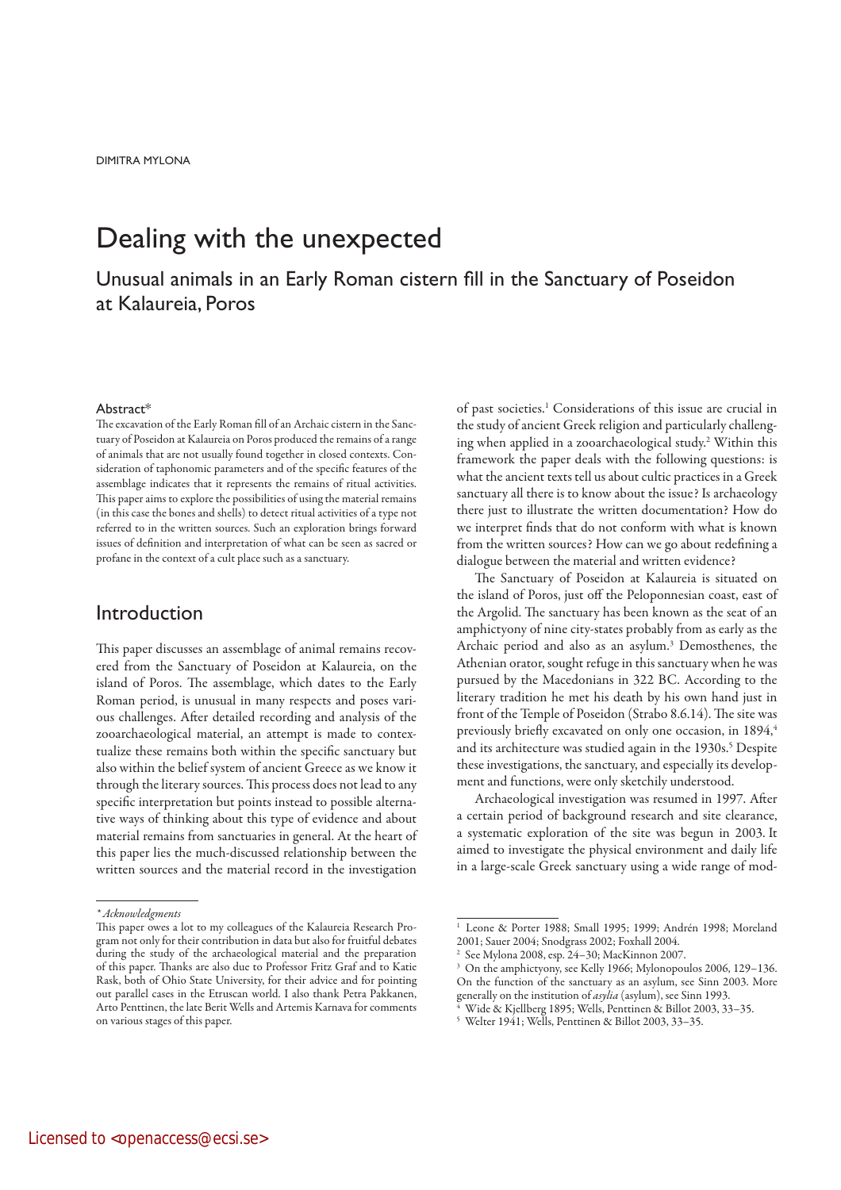DIMITRA MYLONA

# Dealing with the unexpected

## Unusual animals in an Early Roman cistern fill in the Sanctuary of Poseidon at Kalaureia, Poros

#### Abstract*

The excavation of the Early Roman fill of an Archaic cistern in the Sanctuary of Poseidon at Kalaureia on Poros produced the remains of a range of animals that are not usually found together in closed contexts. Consideration of taphonomic parameters and of the specific features of the assemblage indicates that it represents the remains of ritual activities. This paper aims to explore the possibilities of using the material remains (in this case the bones and shells) to detect ritual activities of a type not referred to in the written sources. Such an exploration brings forward issues of definition and interpretation of what can be seen as sacred or profane in the context of a cult place such as a sanctuary.

## Introduction

This paper discusses an assemblage of animal remains recovered from the Sanctuary of Poseidon at Kalaureia, on the island of Poros. The assemblage, which dates to the Early Roman period, is unusual in many respects and poses various challenges. After detailed recording and analysis of the zooarchaeological material, an attempt is made to contextualize these remains both within the specific sanctuary but also within the belief system of ancient Greece as we know it through the literary sources. This process does not lead to any specific interpretation but points instead to possible alternative ways of thinking about this type of evidence and about material remains from sanctuaries in general. At the heart of this paper lies the much-discussed relationship between the written sources and the material record in the investigation of past societies.[1] Considerations of this issue are crucial in the study of ancient Greek religion and particularly challenging when applied in a zooarchaeological study.[2] Within this framework the paper deals with the following questions: is what the ancient texts tell us about cultic practices in a Greek sanctuary all there is to know about the issue? Is archaeology there just to illustrate the written documentation? How do we interpret finds that do not conform with what is known from the written sources? How can we go about redefining a dialogue between the material and written evidence?

The Sanctuary of Poseidon at Kalaureia is situated on the island of Poros, just off the Peloponnesian coast, east of the Argolid. The sanctuary has been known as the seat of an amphictyony of nine city-states probably from as early as the Archaic period and also as an asylum.[3] Demosthenes, the Athenian orator, sought refuge in this sanctuary when he was pursued by the Macedonians in 322 BC. According to the literary tradition he met his death by his own hand just in front of the Temple of Poseidon (Strabo 8.6.14). The site was previously briefly excavated on only one occasion, in 1894,[4] and its architecture was studied again in the 1930s.[5] Despite these investigations, the sanctuary, and especially its development and functions, were only sketchily understood.

Archaeological investigation was resumed in 1997. After a certain period of background research and site clearance, a systematic exploration of the site was begun in 2003. It aimed to investigate the physical environment and daily life in a large-scale Greek sanctuary using a wide range of mod-

---

\* *Acknowledgments*

This paper owes a lot to my colleagues of the Kalaureia Research Program not only for their contribution in data but also for fruitful debates during the study of the archaeological material and the preparation of this paper. Thanks are also due to Professor Fritz Graf and to Katie Rask, both of Ohio State University, for their advice and for pointing out parallel cases in the Etruscan world. I also thank Petra Pakkanen, Arto Penttinen, the late Berit Wells and Artemis Karnava for comments on various stages of this paper.

[1] Leone & Porter 1988; Small 1995; 1999; Andrén 1998; Moreland 2001; Sauer 2004; Snodgrass 2002; Foxhall 2004.

[2] See Mylona 2008, esp. 24–30; MacKinnon 2007.

[3] On the amphictyony, see Kelly 1966; Mylonopoulos 2006, 129–136. On the function of the sanctuary as an asylum, see Sinn 2003. More generally on the institution of *asylia* (asylum), see Sinn 1993.

[4] Wide & Kjellberg 1895; Wells, Penttinen & Billot 2003, 33–35.

[5] Welter 1941; Wells, Penttinen & Billot 2003, 33–35.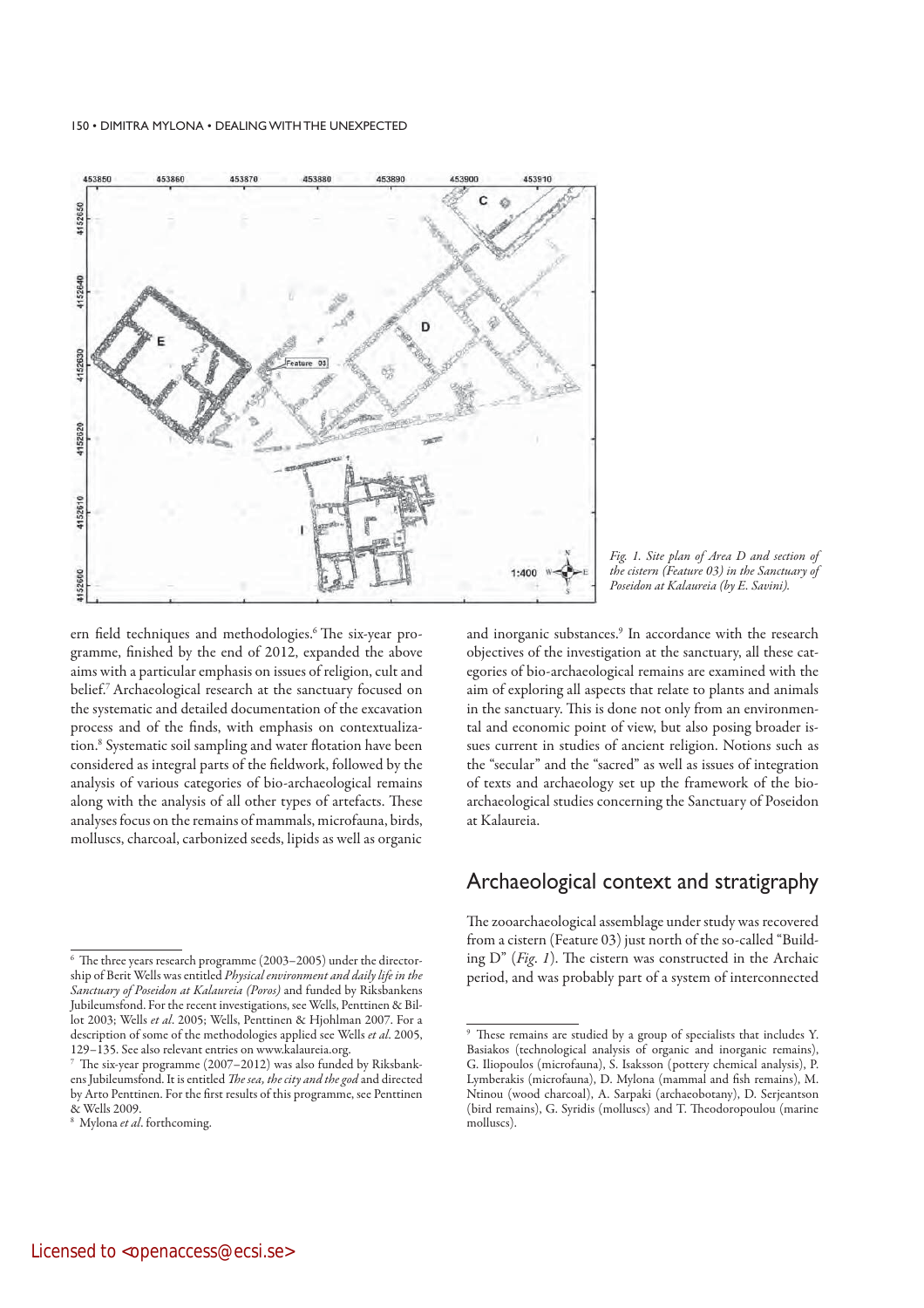Fig. 1. Site plan of Area D and section of the cistern (Feature 03) in the Sanctuary of Poseidon at Kalaureia (by E. Savini).

ern field techniques and methodologies.[6] The six-year programme, finished by the end of 2012, expanded the above aims with a particular emphasis on issues of religion, cult and belief.[7] Archaeological research at the sanctuary focused on the systematic and detailed documentation of the excavation process and of the finds, with emphasis on contextualization.[8] Systematic soil sampling and water flotation have been considered as integral parts of the fieldwork, followed by the analysis of various categories of bio-archaeological remains along with the analysis of all other types of artefacts. These analyses focus on the remains of mammals, microfauna, birds, molluscs, charcoal, carbonized seeds, lipids as well as organic and inorganic substances.[9] In accordance with the research objectives of the investigation at the sanctuary, all these categories of bio-archaeological remains are examined with the aim of exploring all aspects that relate to plants and animals in the sanctuary. This is done not only from an environmental and economic point of view, but also posing broader issues current in studies of ancient religion. Notions such as the "secular" and the "sacred" as well as issues of integration of texts and archaeology set up the framework of the bio-archaeological studies concerning the Sanctuary of Poseidon at Kalaureia.

## Archaeological context and stratigraphy

The zooarchaeological assemblage under study was recovered from a cistern (Feature 03) just north of the so-called "Building D" (*Fig. 1*). The cistern was constructed in the Archaic period, and was probably part of a system of interconnected

[6] The three years research programme (2003–2005) under the directorship of Berit Wells was entitled *Physical environment and daily life in the Sanctuary of Poseidon at Kalaureia (Poros)* and funded by Riksbankens Jubileumsfond. For the recent investigations, see Wells, Penttinen & Billot 2003; Wells *et al*. 2005; Wells, Penttinen & Hjohlman 2007. For a description of some of the methodologies applied see Wells *et al*. 2005, 129–135. See also relevant entries on www.kalaureia.org.

[7] The six-year programme (2007–2012) was also funded by Riksbankens Jubileumsfond. It is entitled *The sea, the city and the god* and directed by Arto Penttinen. For the first results of this programme, see Penttinen & Wells 2009.

[8] Mylona *et al*. forthcoming.

[9] These remains are studied by a group of specialists that includes Y. Basiakos (technological analysis of organic and inorganic remains), G. Iliopoulos (microfauna), S. Isaksson (pottery chemical analysis), P. Lymberakis (microfauna), D. Mylona (mammal and fish remains), M. Ntinou (wood charcoal), A. Sarpaki (archaeobotany), D. Serjeantson (bird remains), G. Syridis (molluscs) and T. Theodoropoulou (marine molluscs).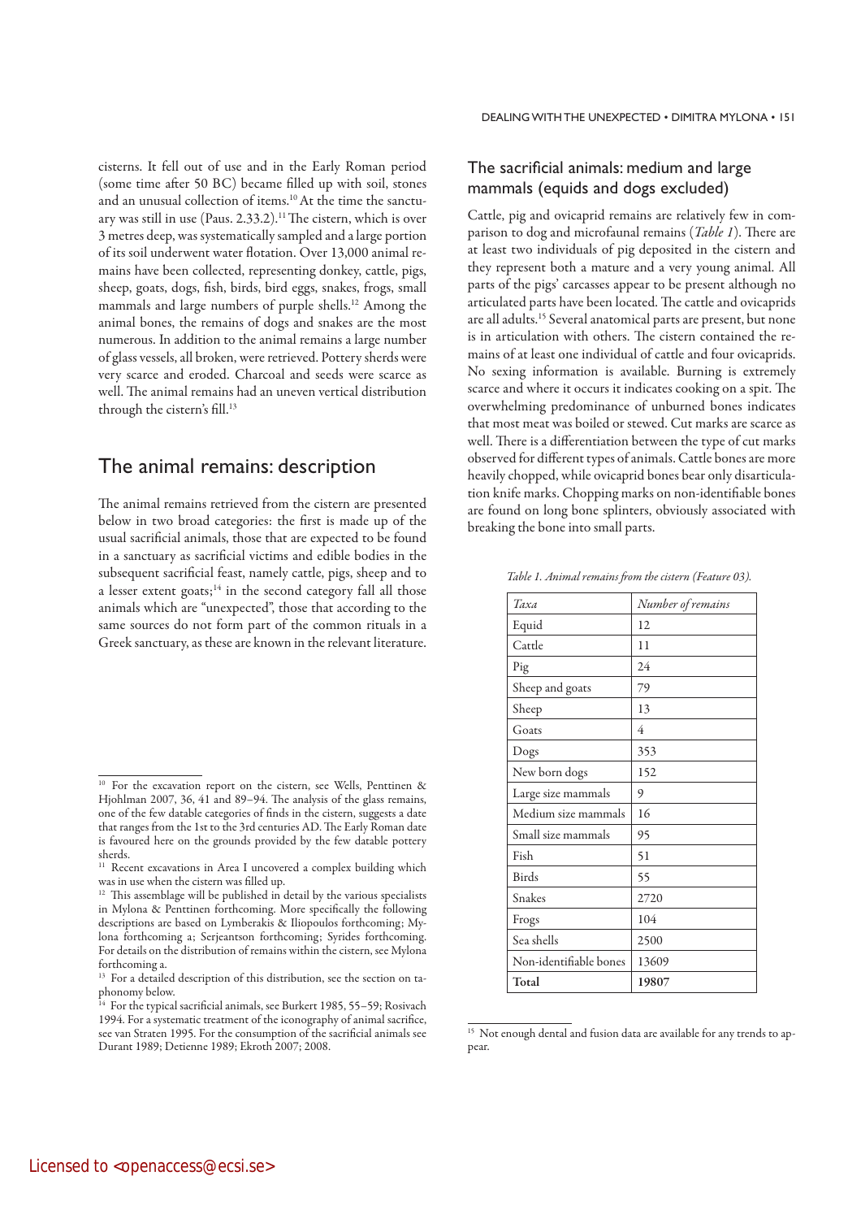cisterns. It fell out of use and in the Early Roman period (some time after 50 BC) became filled up with soil, stones and an unusual collection of items.[10] At the time the sanctuary was still in use (Paus. 2.33.2).[11] The cistern, which is over 3 metres deep, was systematically sampled and a large portion of its soil underwent water flotation. Over 13,000 animal remains have been collected, representing donkey, cattle, pigs, sheep, goats, dogs, fish, birds, bird eggs, snakes, frogs, small mammals and large numbers of purple shells.[12] Among the animal bones, the remains of dogs and snakes are the most numerous. In addition to the animal remains a large number of glass vessels, all broken, were retrieved. Pottery sherds were very scarce and eroded. Charcoal and seeds were scarce as well. The animal remains had an uneven vertical distribution through the cistern's fill.[13]

## The animal remains: description

The animal remains retrieved from the cistern are presented below in two broad categories: the first is made up of the usual sacrificial animals, those that are expected to be found in a sanctuary as sacrificial victims and edible bodies in the subsequent sacrificial feast, namely cattle, pigs, sheep and to a lesser extent goats;[14] in the second category fall all those animals which are "unexpected", those that according to the same sources do not form part of the common rituals in a Greek sanctuary, as these are known in the relevant literature.

### The sacrificial animals: medium and large mammals (equids and dogs excluded)

Cattle, pig and ovicaprid remains are relatively few in comparison to dog and microfaunal remains (*Table 1*). There are at least two individuals of pig deposited in the cistern and they represent both a mature and a very young animal. All parts of the pigs' carcasses appear to be present although no articulated parts have been located. The cattle and ovicaprids are all adults.[15] Several anatomical parts are present, but none is in articulation with others. The cistern contained the remains of at least one individual of cattle and four ovicaprids. No sexing information is available. Burning is extremely scarce and where it occurs it indicates cooking on a spit. The overwhelming predominance of unburned bones indicates that most meat was boiled or stewed. Cut marks are scarce as well. There is a differentiation between the type of cut marks observed for different types of animals. Cattle bones are more heavily chopped, while ovicaprid bones bear only disarticulation knife marks. Chopping marks on non-identifiable bones are found on long bone splinters, obviously associated with breaking the bone into small parts.

*Table 1. Animal remains from the cistern (Feature 03).*

| *Taxa* | *Number of remains* |
|---|---|
| Equid | 12 |
| Cattle | 11 |
| Pig | 24 |
| Sheep and goats | 79 |
| Sheep | 13 |
| Goats | 4 |
| Dogs | 353 |
| New born dogs | 152 |
| Large size mammals | 9 |
| Medium size mammals | 16 |
| Small size mammals | 95 |
| Fish | 51 |
| Birds | 55 |
| Snakes | 2720 |
| Frogs | 104 |
| Sea shells | 2500 |
| Non-identifiable bones | 13609 |
| **Total** | **19807** |

---

[10] For the excavation report on the cistern, see Wells, Penttinen & Hjohlman 2007, 36, 41 and 89–94. The analysis of the glass remains, one of the few datable categories of finds in the cistern, suggests a date that ranges from the 1st to the 3rd centuries AD. The Early Roman date is favoured here on the grounds provided by the few datable pottery sherds.

[11] Recent excavations in Area I uncovered a complex building which was in use when the cistern was filled up.

[12] This assemblage will be published in detail by the various specialists in Mylona & Penttinen forthcoming. More specifically the following descriptions are based on Lymberakis & Iliopoulos forthcoming; Mylona forthcoming a; Serjeantson forthcoming; Syrides forthcoming. For details on the distribution of remains within the cistern, see Mylona forthcoming a.

[13] For a detailed description of this distribution, see the section on taphonomy below.

[14] For the typical sacrificial animals, see Burkert 1985, 55–59; Rosivach 1994. For a systematic treatment of the iconography of animal sacrifice, see van Straten 1995. For the consumption of the sacrificial animals see Durant 1989; Detienne 1989; Ekroth 2007; 2008.

[15] Not enough dental and fusion data are available for any trends to appear.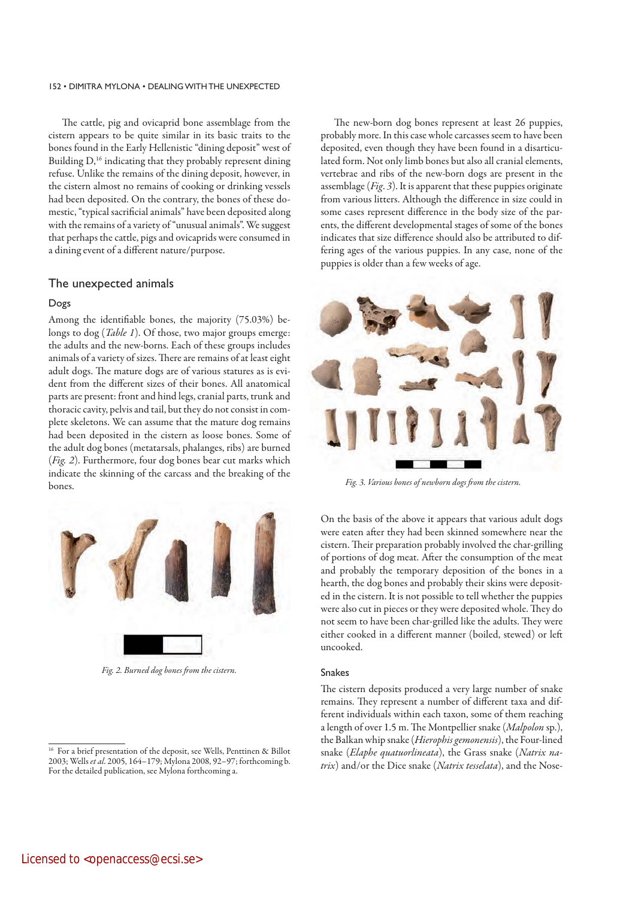The cattle, pig and ovicaprid bone assemblage from the cistern appears to be quite similar in its basic traits to the bones found in the Early Hellenistic "dining deposit" west of Building D,[16] indicating that they probably represent dining refuse. Unlike the remains of the dining deposit, however, in the cistern almost no remains of cooking or drinking vessels had been deposited. On the contrary, the bones of these domestic, "typical sacrificial animals" have been deposited along with the remains of a variety of "unusual animals". We suggest that perhaps the cattle, pigs and ovicaprids were consumed in a dining event of a different nature/purpose.

## The unexpected animals

### Dogs

Among the identifiable bones, the majority (75.03%) belongs to dog (*Table 1*). Of those, two major groups emerge: the adults and the new-borns. Each of these groups includes animals of a variety of sizes. There are remains of at least eight adult dogs. The mature dogs are of various statures as is evident from the different sizes of their bones. All anatomical parts are present: front and hind legs, cranial parts, trunk and thoracic cavity, pelvis and tail, but they do not consist in complete skeletons. We can assume that the mature dog remains had been deposited in the cistern as loose bones. Some of the adult dog bones (metatarsals, phalanges, ribs) are burned (*Fig. 2*). Furthermore, four dog bones bear cut marks which indicate the skinning of the carcass and the breaking of the bones.

*Fig. 2. Burned dog bones from the cistern.*

The new-born dog bones represent at least 26 puppies, probably more. In this case whole carcasses seem to have been deposited, even though they have been found in a disarticulated form. Not only limb bones but also all cranial elements, vertebrae and ribs of the new-born dogs are present in the assemblage (*Fig. 3*). It is apparent that these puppies originate from various litters. Although the difference in size could in some cases represent difference in the body size of the parents, the different developmental stages of some of the bones indicates that size difference should also be attributed to differing ages of the various puppies. In any case, none of the puppies is older than a few weeks of age.

*Fig. 3. Various bones of newborn dogs from the cistern.*

On the basis of the above it appears that various adult dogs were eaten after they had been skinned somewhere near the cistern. Their preparation probably involved the char-grilling of portions of dog meat. After the consumption of the meat and probably the temporary deposition of the bones in a hearth, the dog bones and probably their skins were deposited in the cistern. It is not possible to tell whether the puppies were also cut in pieces or they were deposited whole. They do not seem to have been char-grilled like the adults. They were either cooked in a different manner (boiled, stewed) or left uncooked.

### Snakes

The cistern deposits produced a very large number of snake remains. They represent a number of different taxa and different individuals within each taxon, some of them reaching a length of over 1.5 m. The Montpellier snake (*Malpolon* sp.), the Balkan whip snake (*Hierophis gemonensis*), the Four-lined snake (*Elaphe quatuorlineata*), the Grass snake (*Natrix natrix*) and/or the Dice snake (*Natrix tesselata*), and the Nose-

[16] For a brief presentation of the deposit, see Wells, Penttinen & Billot 2003; Wells *et al*. 2005, 164–179; Mylona 2008, 92–97; forthcoming b. For the detailed publication, see Mylona forthcoming a.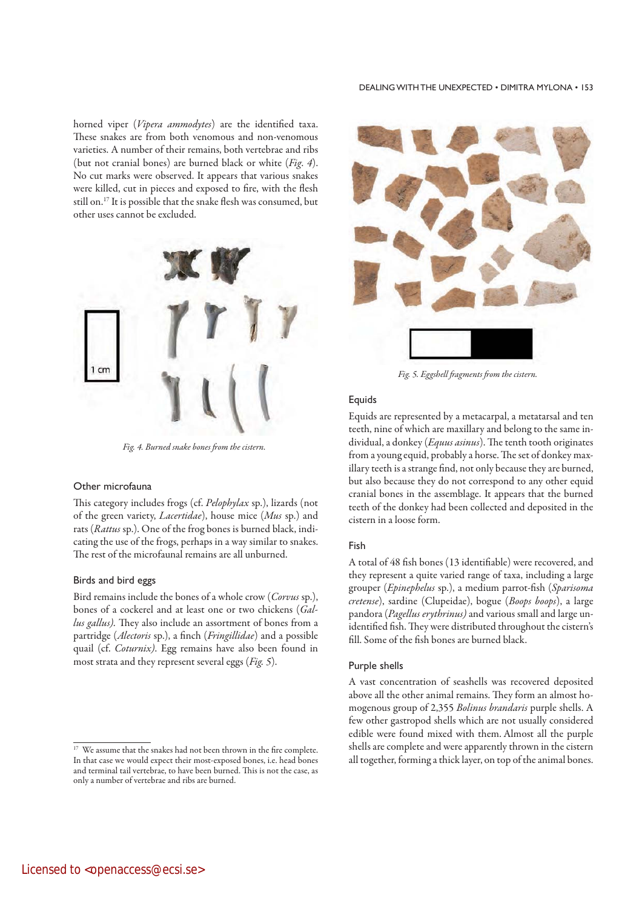horned viper (*Vipera ammodytes*) are the identified taxa. These snakes are from both venomous and non-venomous varieties. A number of their remains, both vertebrae and ribs (but not cranial bones) are burned black or white (*Fig. 4*). No cut marks were observed. It appears that various snakes were killed, cut in pieces and exposed to fire, with the flesh still on.[17] It is possible that the snake flesh was consumed, but other uses cannot be excluded.

*Fig. 4. Burned snake bones from the cistern.*

### Other microfauna

This category includes frogs (cf. *Pelophylax* sp.), lizards (not of the green variety, *Lacertidae*), house mice (*Mus* sp.) and rats (*Rattus* sp.). One of the frog bones is burned black, indicating the use of the frogs, perhaps in a way similar to snakes. The rest of the microfaunal remains are all unburned.

### Birds and bird eggs

Bird remains include the bones of a whole crow (*Corvus* sp.), bones of a cockerel and at least one or two chickens (*Gallus gallus).* They also include an assortment of bones from a partridge (*Alectoris* sp.), a finch (*Fringillidae*) and a possible quail (cf. *Coturnix)*. Egg remains have also been found in most strata and they represent several eggs (*Fig. 5*).

*Fig. 5. Eggshell fragments from the cistern.*

### Equids

Equids are represented by a metacarpal, a metatarsal and ten teeth, nine of which are maxillary and belong to the same individual, a donkey (*Equus asinus*). The tenth tooth originates from a young equid, probably a horse. The set of donkey maxillary teeth is a strange find, not only because they are burned, but also because they do not correspond to any other equid cranial bones in the assemblage. It appears that the burned teeth of the donkey had been collected and deposited in the cistern in a loose form.

### Fish

A total of 48 fish bones (13 identifiable) were recovered, and they represent a quite varied range of taxa, including a large grouper (*Epinephelus* sp.), a medium parrot-fish (*Sparisoma cretense*), sardine (Clupeidae), bogue (*Boops boops*), a large pandora (*Pagellus erythrinus)* and various small and large unidentified fish. They were distributed throughout the cistern's fill. Some of the fish bones are burned black.

### Purple shells

A vast concentration of seashells was recovered deposited above all the other animal remains. They form an almost homogenous group of 2,355 *Bolinus brandaris* purple shells. A few other gastropod shells which are not usually considered edible were found mixed with them. Almost all the purple shells are complete and were apparently thrown in the cistern all together, forming a thick layer, on top of the animal bones.

---

[17] We assume that the snakes had not been thrown in the fire complete. In that case we would expect their most-exposed bones, i.e. head bones and terminal tail vertebrae, to have been burned. This is not the case, as only a number of vertebrae and ribs are burned.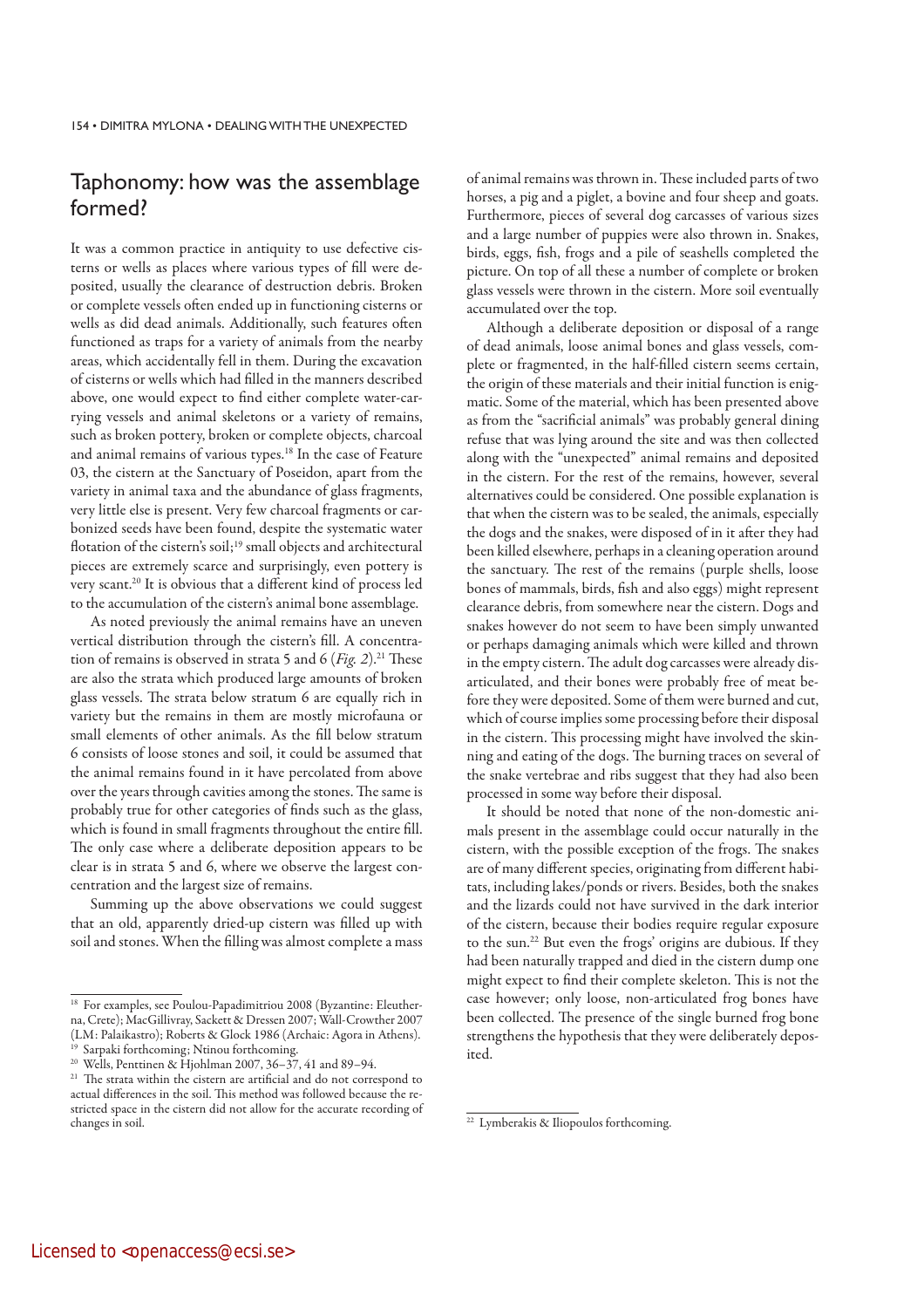## Taphonomy: how was the assemblage formed?

It was a common practice in antiquity to use defective cisterns or wells as places where various types of fill were deposited, usually the clearance of destruction debris. Broken or complete vessels often ended up in functioning cisterns or wells as did dead animals. Additionally, such features often functioned as traps for a variety of animals from the nearby areas, which accidentally fell in them. During the excavation of cisterns or wells which had filled in the manners described above, one would expect to find either complete water-carrying vessels and animal skeletons or a variety of remains, such as broken pottery, broken or complete objects, charcoal and animal remains of various types.[18] In the case of Feature 03, the cistern at the Sanctuary of Poseidon, apart from the variety in animal taxa and the abundance of glass fragments, very little else is present. Very few charcoal fragments or carbonized seeds have been found, despite the systematic water flotation of the cistern's soil;[19] small objects and architectural pieces are extremely scarce and surprisingly, even pottery is very scant.[20] It is obvious that a different kind of process led to the accumulation of the cistern's animal bone assemblage.

As noted previously the animal remains have an uneven vertical distribution through the cistern's fill. A concentration of remains is observed in strata 5 and 6 (*Fig. 2*).[21] These are also the strata which produced large amounts of broken glass vessels. The strata below stratum 6 are equally rich in variety but the remains in them are mostly microfauna or small elements of other animals. As the fill below stratum 6 consists of loose stones and soil, it could be assumed that the animal remains found in it have percolated from above over the years through cavities among the stones. The same is probably true for other categories of finds such as the glass, which is found in small fragments throughout the entire fill. The only case where a deliberate deposition appears to be clear is in strata 5 and 6, where we observe the largest concentration and the largest size of remains.

Summing up the above observations we could suggest that an old, apparently dried-up cistern was filled up with soil and stones. When the filling was almost complete a mass of animal remains was thrown in. These included parts of two horses, a pig and a piglet, a bovine and four sheep and goats. Furthermore, pieces of several dog carcasses of various sizes and a large number of puppies were also thrown in. Snakes, birds, eggs, fish, frogs and a pile of seashells completed the picture. On top of all these a number of complete or broken glass vessels were thrown in the cistern. More soil eventually accumulated over the top.

Although a deliberate deposition or disposal of a range of dead animals, loose animal bones and glass vessels, complete or fragmented, in the half-filled cistern seems certain, the origin of these materials and their initial function is enigmatic. Some of the material, which has been presented above as from the "sacrificial animals" was probably general dining refuse that was lying around the site and was then collected along with the "unexpected" animal remains and deposited in the cistern. For the rest of the remains, however, several alternatives could be considered. One possible explanation is that when the cistern was to be sealed, the animals, especially the dogs and the snakes, were disposed of in it after they had been killed elsewhere, perhaps in a cleaning operation around the sanctuary. The rest of the remains (purple shells, loose bones of mammals, birds, fish and also eggs) might represent clearance debris, from somewhere near the cistern. Dogs and snakes however do not seem to have been simply unwanted or perhaps damaging animals which were killed and thrown in the empty cistern. The adult dog carcasses were already disarticulated, and their bones were probably free of meat before they were deposited. Some of them were burned and cut, which of course implies some processing before their disposal in the cistern. This processing might have involved the skinning and eating of the dogs. The burning traces on several of the snake vertebrae and ribs suggest that they had also been processed in some way before their disposal.

It should be noted that none of the non-domestic animals present in the assemblage could occur naturally in the cistern, with the possible exception of the frogs. The snakes are of many different species, originating from different habitats, including lakes/ponds or rivers. Besides, both the snakes and the lizards could not have survived in the dark interior of the cistern, because their bodies require regular exposure to the sun.[22] But even the frogs' origins are dubious. If they had been naturally trapped and died in the cistern dump one might expect to find their complete skeleton. This is not the case however; only loose, non-articulated frog bones have been collected. The presence of the single burned frog bone strengthens the hypothesis that they were deliberately deposited.

---

[18] For examples, see Poulou-Papadimitriou 2008 (Byzantine: Eleutherna, Crete); MacGillivray, Sackett & Dressen 2007; Wall-Crowther 2007 (LM: Palaikastro); Roberts & Glock 1986 (Archaic: Agora in Athens).

[19] Sarpaki forthcoming; Ntinou forthcoming.

[20] Wells, Penttinen & Hjohlman 2007, 36–37, 41 and 89–94.

[21] The strata within the cistern are artificial and do not correspond to actual differences in the soil. This method was followed because the restricted space in the cistern did not allow for the accurate recording of changes in soil.

[22] Lymberakis & Iliopoulos forthcoming.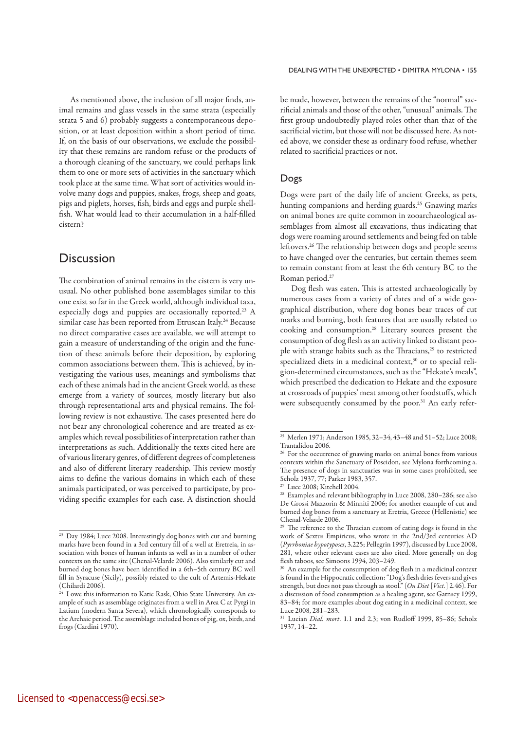As mentioned above, the inclusion of all major finds, animal remains and glass vessels in the same strata (especially strata 5 and 6) probably suggests a contemporaneous deposition, or at least deposition within a short period of time. If, on the basis of our observations, we exclude the possibility that these remains are random refuse or the products of a thorough cleaning of the sanctuary, we could perhaps link them to one or more sets of activities in the sanctuary which took place at the same time. What sort of activities would involve many dogs and puppies, snakes, frogs, sheep and goats, pigs and piglets, horses, fish, birds and eggs and purple shellfish. What would lead to their accumulation in a half-filled cistern?

## Discussion

The combination of animal remains in the cistern is very unusual. No other published bone assemblages similar to this one exist so far in the Greek world, although individual taxa, especially dogs and puppies are occasionally reported.[23] A similar case has been reported from Etruscan Italy.[24] Because no direct comparative cases are available, we will attempt to gain a measure of understanding of the origin and the function of these animals before their deposition, by exploring common associations between them. This is achieved, by investigating the various uses, meanings and symbolisms that each of these animals had in the ancient Greek world, as these emerge from a variety of sources, mostly literary but also through representational arts and physical remains. The following review is not exhaustive. The cases presented here do not bear any chronological coherence and are treated as examples which reveal possibilities of interpretation rather than interpretations as such. Additionally the texts cited here are of various literary genres, of different degrees of completeness and also of different literary readership. This review mostly aims to define the various domains in which each of these animals participated, or was perceived to participate, by providing specific examples for each case. A distinction should be made, however, between the remains of the "normal" sacrificial animals and those of the other, "unusual" animals. The first group undoubtedly played roles other than that of the sacrificial victim, but those will not be discussed here. As noted above, we consider these as ordinary food refuse, whether related to sacrificial practices or not.

### Dogs

Dogs were part of the daily life of ancient Greeks, as pets, hunting companions and herding guards.[25] Gnawing marks on animal bones are quite common in zooarchaeological assemblages from almost all excavations, thus indicating that dogs were roaming around settlements and being fed on table leftovers.[26] The relationship between dogs and people seems to have changed over the centuries, but certain themes seem to remain constant from at least the 6th century BC to the Roman period.[27]

Dog flesh was eaten. This is attested archaeologically by numerous cases from a variety of dates and of a wide geographical distribution, where dog bones bear traces of cut marks and burning, both features that are usually related to cooking and consumption.[28] Literary sources present the consumption of dog flesh as an activity linked to distant people with strange habits such as the Thracians,[29] to restricted specialized diets in a medicinal context,[30] or to special religion-determined circumstances, such as the "Hekate's meals", which prescribed the dedication to Hekate and the exposure at crossroads of puppies' meat among other foodstuffs, which were subsequently consumed by the poor.[31] An early refer-

---

[23] Day 1984; Luce 2008. Interestingly dog bones with cut and burning marks have been found in a 3rd century fill of a well at Eretreia, in association with bones of human infants as well as in a number of other contexts on the same site (Chenal-Velarde 2006). Also similarly cut and burned dog bones have been identified in a 6th–5th century BC well fill in Syracuse (Sicily), possibly related to the cult of Artemis-Hekate (Chilardi 2006).

[24] I owe this information to Katie Rask, Ohio State University. An example of such as assemblage originates from a well in Area C at Pyrgi in Latium (modern Santa Severa), which chronologically corresponds to the Archaic period. The assemblage included bones of pig, ox, birds, and frogs (Cardini 1970).

[25] Merlen 1971; Anderson 1985, 32–34, 43–48 and 51–52; Luce 2008; Trantalidou 2006.

[26] For the occurrence of gnawing marks on animal bones from various contexts within the Sanctuary of Poseidon, see Mylona forthcoming a. The presence of dogs in sanctuaries was in some cases prohibited, see Scholz 1937, 77; Parker 1983, 357.

[27] Luce 2008; Kitchell 2004.

[28] Examples and relevant bibliography in Luce 2008, 280–286; see also De Grossi Mazzorin & Minniti 2006; for another example of cut and burned dog bones from a sanctuary at Eretria, Greece (Hellenistic) see Chenal-Velarde 2006.

[29] The reference to the Thracian custom of eating dogs is found in the work of Sextus Empiricus, who wrote in the 2nd/3rd centuries AD (*Pyrrhoniae hypotyposes*, 3.225; Pellegrin 1997), discussed by Luce 2008, 281, where other relevant cases are also cited. More generally on dog flesh taboos, see Simoons 1994, 203–249.

[30] An example for the consumption of dog flesh in a medicinal context is found in the Hippocratic collection: "Dog's flesh dries fevers and gives strength, but does not pass through as stool." (*On Diet* [*Vict.*] 2.46). For a discussion of food consumption as a healing agent, see Garnsey 1999, 83–84; for more examples about dog eating in a medicinal context, see Luce 2008, 281–283.

[31] Lucian *Dial. mort*. 1.1 and 2.3; von Rudloff 1999, 85–86; Scholz 1937, 14–22.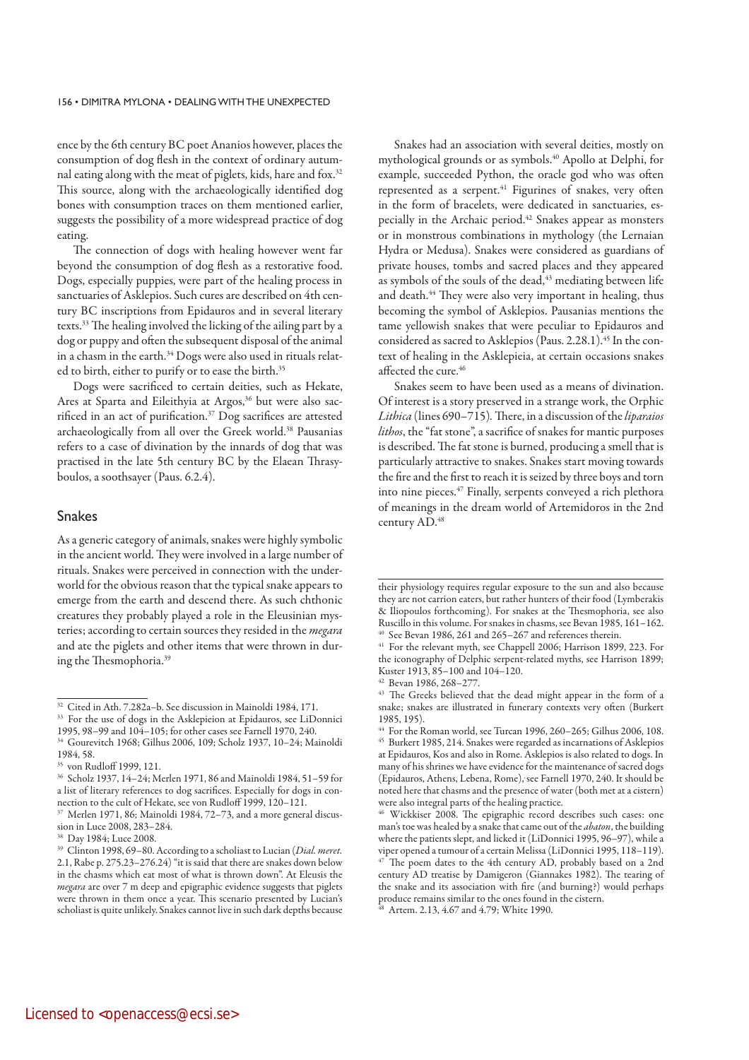ence by the 6th century BC poet Ananios however, places the consumption of dog flesh in the context of ordinary autumnal eating along with the meat of piglets, kids, hare and fox.[32] This source, along with the archaeologically identified dog bones with consumption traces on them mentioned earlier, suggests the possibility of a more widespread practice of dog eating.

The connection of dogs with healing however went far beyond the consumption of dog flesh as a restorative food. Dogs, especially puppies, were part of the healing process in sanctuaries of Asklepios. Such cures are described on 4th century BC inscriptions from Epidauros and in several literary texts.[33] The healing involved the licking of the ailing part by a dog or puppy and often the subsequent disposal of the animal in a chasm in the earth.[34] Dogs were also used in rituals related to birth, either to purify or to ease the birth.[35]

Dogs were sacrificed to certain deities, such as Hekate, Ares at Sparta and Eileithyia at Argos,[36] but were also sacrificed in an act of purification.[37] Dog sacrifices are attested archaeologically from all over the Greek world.[38] Pausanias refers to a case of divination by the innards of dog that was practised in the late 5th century BC by the Elaean Thrasyboulos, a soothsayer (Paus. 6.2.4).

## Snakes

As a generic category of animals, snakes were highly symbolic in the ancient world. They were involved in a large number of rituals. Snakes were perceived in connection with the underworld for the obvious reason that the typical snake appears to emerge from the earth and descend there. As such chthonic creatures they probably played a role in the Eleusinian mysteries; according to certain sources they resided in the *megara* and ate the piglets and other items that were thrown in during the Thesmophoria.[39]

Snakes had an association with several deities, mostly on mythological grounds or as symbols.[40] Apollo at Delphi, for example, succeeded Python, the oracle god who was often represented as a serpent.[41] Figurines of snakes, very often in the form of bracelets, were dedicated in sanctuaries, especially in the Archaic period.[42] Snakes appear as monsters or in monstrous combinations in mythology (the Lernaian Hydra or Medusa). Snakes were considered as guardians of private houses, tombs and sacred places and they appeared as symbols of the souls of the dead,[43] mediating between life and death.[44] They were also very important in healing, thus becoming the symbol of Asklepios. Pausanias mentions the tame yellowish snakes that were peculiar to Epidauros and considered as sacred to Asklepios (Paus. 2.28.1).[45] In the context of healing in the Asklepieia, at certain occasions snakes affected the cure.[46]

Snakes seem to have been used as a means of divination. Of interest is a story preserved in a strange work, the Orphic *Lithica* (lines 690–715). There, in a discussion of the *liparaios lithos*, the "fat stone", a sacrifice of snakes for mantic purposes is described. The fat stone is burned, producing a smell that is particularly attractive to snakes. Snakes start moving towards the fire and the first to reach it is seized by three boys and torn into nine pieces.[47] Finally, serpents conveyed a rich plethora of meanings in the dream world of Artemidoros in the 2nd century AD.[48]

---

[32] Cited in Ath. 7.282a–b. See discussion in Mainoldi 1984, 171.

[33] For the use of dogs in the Asklepieion at Epidauros, see LiDonnici 1995, 98–99 and 104–105; for other cases see Farnell 1970, 240.

[34] Gourevitch 1968; Gilhus 2006, 109; Scholz 1937, 10–24; Mainoldi 1984, 58.

[35] von Rudloff 1999, 121.

[36] Scholz 1937, 14–24; Merlen 1971, 86 and Mainoldi 1984, 51–59 for a list of literary references to dog sacrifices. Especially for dogs in connection to the cult of Hekate, see von Rudloff 1999, 120–121.

[37] Merlen 1971, 86; Mainoldi 1984, 72–73, and a more general discussion in Luce 2008, 283–284.

[38] Day 1984; Luce 2008.

[39] Clinton 1998, 69–80. According to a scholiast to Lucian (*Dial. meret.* 2.1, Rabe p. 275.23–276.24) "it is said that there are snakes down below in the chasms which eat most of what is thrown down". At Eleusis the *megara* are over 7 m deep and epigraphic evidence suggests that piglets were thrown in them once a year. This scenario presented by Lucian's scholiast is quite unlikely. Snakes cannot live in such dark depths because their physiology requires regular exposure to the sun and also because they are not carrion eaters, but rather hunters of their food (Lymberakis & Iliopoulos forthcoming). For snakes at the Thesmophoria, see also Ruscillo in this volume. For snakes in chasms, see Bevan 1985, 161–162.

[40] See Bevan 1986, 261 and 265–267 and references therein.

[41] For the relevant myth, see Chappell 2006; Harrison 1899, 223. For the iconography of Delphic serpent-related myths, see Harrison 1899; Kuster 1913, 85–100 and 104–120.

[42] Bevan 1986, 268–277.

[43] The Greeks believed that the dead might appear in the form of a snake; snakes are illustrated in funerary contexts very often (Burkert 1985, 195).

[44] For the Roman world, see Turcan 1996, 260–265; Gilhus 2006, 108.

[45] Burkert 1985, 214. Snakes were regarded as incarnations of Asklepios at Epidauros, Kos and also in Rome. Asklepios is also related to dogs. In many of his shrines we have evidence for the maintenance of sacred dogs (Epidauros, Athens, Lebena, Rome), see Farnell 1970, 240. It should be noted here that chasms and the presence of water (both met at a cistern) were also integral parts of the healing practice.

[46] Wickkiser 2008. The epigraphic record describes such cases: one man's toe was healed by a snake that came out of the *abaton*, the building where the patients slept, and licked it (LiDonnici 1995, 96–97), while a viper opened a tumour of a certain Melissa (LiDonnici 1995, 118–119).

[47] The poem dates to the 4th century AD, probably based on a 2nd century AD treatise by Damigeron (Giannakes 1982). The tearing of the snake and its association with fire (and burning?) would perhaps produce remains similar to the ones found in the cistern.

[48] Artem. 2.13, 4.67 and 4.79; White 1990.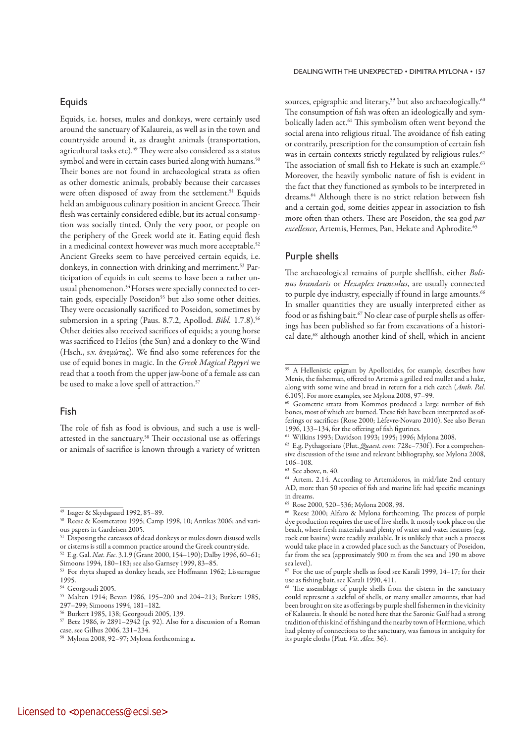## Equids

Equids, i.e. horses, mules and donkeys, were certainly used around the sanctuary of Kalaureia, as well as in the town and countryside around it, as draught animals (transportation, agricultural tasks etc).[49] They were also considered as a status symbol and were in certain cases buried along with humans.[50] Their bones are not found in archaeological strata as often as other domestic animals, probably because their carcasses were often disposed of away from the settlement.[51] Equids held an ambiguous culinary position in ancient Greece. Their flesh was certainly considered edible, but its actual consumption was socially tinted. Only the very poor, or people on the periphery of the Greek world ate it. Eating equid flesh in a medicinal context however was much more acceptable.[52] Ancient Greeks seem to have perceived certain equids, i.e. donkeys, in connection with drinking and merriment.[53] Participation of equids in cult seems to have been a rather unusual phenomenon.[54] Horses were specially connected to certain gods, especially Poseidon[55] but also some other deities. They were occasionally sacrificed to Poseidon, sometimes by submersion in a spring (Paus. 8.7.2, Apollod. *Bibl.* 1.7.8).[56] Other deities also received sacrifices of equids; a young horse was sacrificed to Helios (the Sun) and a donkey to the Wind (Hsch., s.v. ἀνεμώτας). We find also some references for the use of equid bones in magic. In the *Greek Magical Papyri* we read that a tooth from the upper jaw-bone of a female ass can be used to make a love spell of attraction.[57]

## Fish

The role of fish as food is obvious, and such a use is well-attested in the sanctuary.[58] Their occasional use as offerings or animals of sacrifice is known through a variety of written sources, epigraphic and literary,[59] but also archaeologically.[60] The consumption of fish was often an ideologically and symbolically laden act.[61] This symbolism often went beyond the social arena into religious ritual. The avoidance of fish eating or contrarily, prescription for the consumption of certain fish was in certain contexts strictly regulated by religious rules.[62] The association of small fish to Hekate is such an example.[63] Moreover, the heavily symbolic nature of fish is evident in the fact that they functioned as symbols to be interpreted in dreams.[64] Although there is no strict relation between fish and a certain god, some deities appear in association to fish more often than others. These are Poseidon, the sea god *par excellence*, Artemis, Hermes, Pan, Hekate and Aphrodite.[65]

## Purple shells

The archaeological remains of purple shellfish, either *Bolinus brandaris* or *Hexaplex trunculus*, are usually connected to purple dye industry, especially if found in large amounts.[66] In smaller quantities they are usually interpreted either as food or as fishing bait.[67] No clear case of purple shells as offerings has been published so far from excavations of a historical date,[68] although another kind of shell, which in ancient

---

[49] Isager & Skydsgaard 1992, 85–89.

[50] Reese & Kosmetatou 1995; Camp 1998, 10; Antikas 2006; and various papers in Gardeisen 2005.

[51] Disposing the carcasses of dead donkeys or mules down disused wells or cisterns is still a common practice around the Greek countryside.

[52] E.g. Gal. *Nat. Fac.* 3.1.9 (Grant 2000, 154–190); Dalby 1996, 60–61; Simoons 1994, 180–183; see also Garnsey 1999, 83–85.

[53] For rhyta shaped as donkey heads, see Hoffmann 1962; Lissarrague 1995.

[54] Georgoudi 2005.

[55] Malten 1914; Bevan 1986, 195–200 and 204–213; Burkert 1985, 297–299; Simoons 1994, 181–182.

[56] Burkert 1985, 138; Georgoudi 2005, 139.

[57] Betz 1986, iv 2891–2942 (p. 92). Also for a discussion of a Roman case, see Gilhus 2006, 231–234.

[58] Mylona 2008, 92–97; Mylona forthcoming a.

[59] A Hellenistic epigram by Apollonides, for example, describes how Menis, the fisherman, offered to Artemis a grilled red mullet and a hake, along with some wine and bread in return for a rich catch (*Anth. Pal.* 6.105). For more examples, see Mylona 2008, 97–99.

[60] Geometric strata from Kommos produced a large number of fish bones, most of which are burned. These fish have been interpreted as offerings or sacrifices (Rose 2000; Lèfevre-Novaro 2010). See also Bevan 1996, 133–134, for the offering of fish figurines.

[61] Wilkins 1993; Davidson 1993; 1995; 1996; Mylona 2008.

[62] E.g. Pythagorians (Plut. *Quaest. conv.* 728c–730f). For a comprehensive discussion of the issue and relevant bibliography, see Mylona 2008, 106–108.

[63] See above, n. 40.

[64] Artem. 2.14. According to Artemidoros, in mid/late 2nd century AD, more than 50 species of fish and marine life had specific meanings in dreams.

[65] Rose 2000, 520–536; Mylona 2008, 98.

[66] Reese 2000; Alfaro & Mylona forthcoming. The process of purple dye production requires the use of live shells. It mostly took place on the beach, where fresh materials and plenty of water and water features (e.g. rock cut basins) were readily available. It is unlikely that such a process would take place in a crowded place such as the Sanctuary of Poseidon, far from the sea (approximately 900 m from the sea and 190 m above sea level).

[67] For the use of purple shells as food see Karali 1999, 14–17; for their use as fishing bait, see Karali 1990, 411.

[68] The assemblage of purple shells from the cistern in the sanctuary could represent a sackful of shells, or many smaller amounts, that had been brought on site as offerings by purple shell fishermen in the vicinity of Kalaureia. It should be noted here that the Saronic Gulf had a strong tradition of this kind of fishing and the nearby town of Hermione, which had plenty of connections to the sanctuary, was famous in antiquity for its purple cloths (Plut. *Vit. Alex.* 36).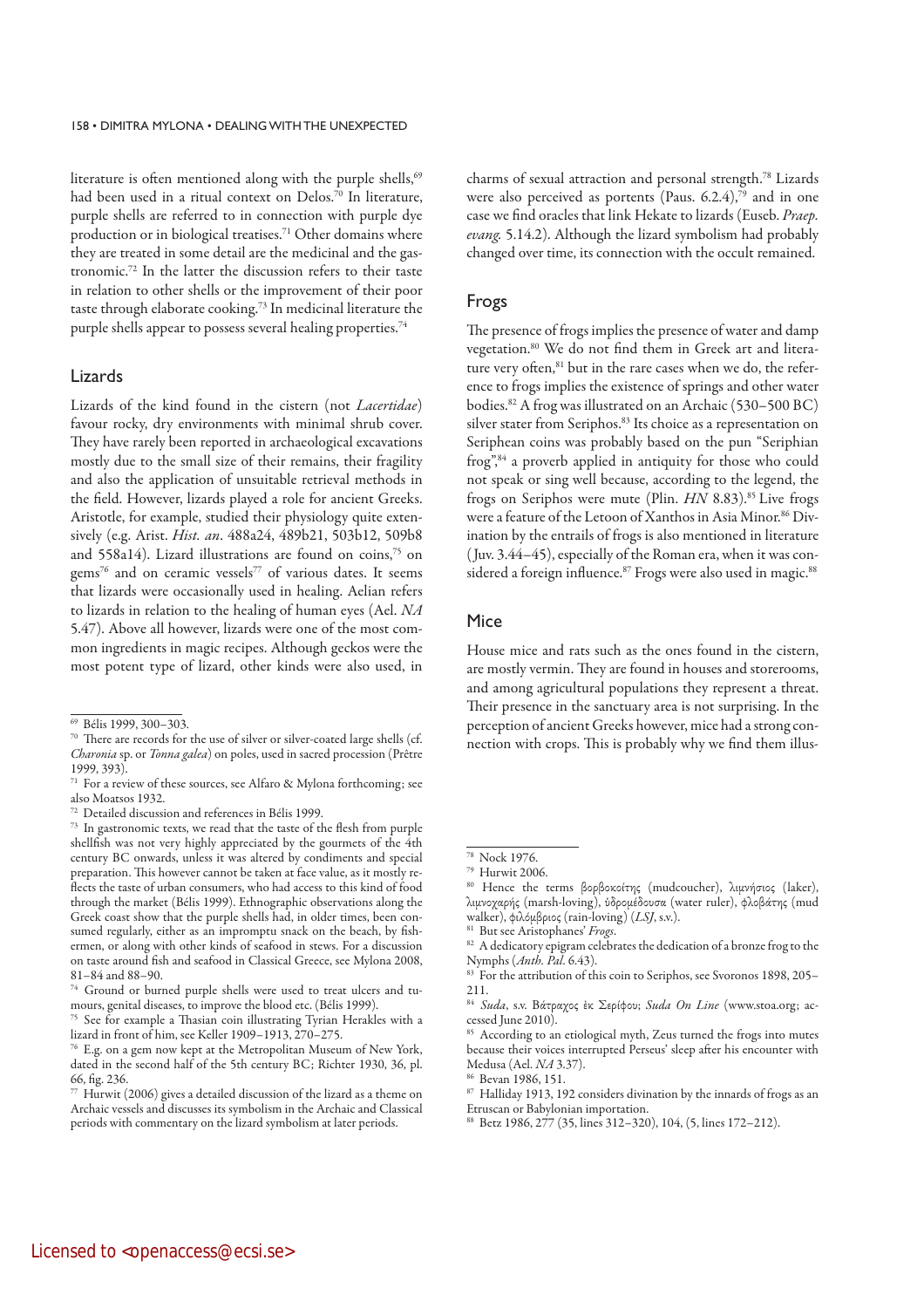literature is often mentioned along with the purple shells,[69] had been used in a ritual context on Delos.[70] In literature, purple shells are referred to in connection with purple dye production or in biological treatises.[71] Other domains where they are treated in some detail are the medicinal and the gastronomic.[72] In the latter the discussion refers to their taste in relation to other shells or the improvement of their poor taste through elaborate cooking.[73] In medicinal literature the purple shells appear to possess several healing properties.[74]

## Lizards

Lizards of the kind found in the cistern (not *Lacertidae*) favour rocky, dry environments with minimal shrub cover. They have rarely been reported in archaeological excavations mostly due to the small size of their remains, their fragility and also the application of unsuitable retrieval methods in the field. However, lizards played a role for ancient Greeks. Aristotle, for example, studied their physiology quite extensively (e.g. Arist. *Hist. an*. 488a24, 489b21, 503b12, 509b8 and 558a14). Lizard illustrations are found on coins,[75] on gems[76] and on ceramic vessels[77] of various dates. It seems that lizards were occasionally used in healing. Aelian refers to lizards in relation to the healing of human eyes (Ael. *NA* 5.47). Above all however, lizards were one of the most common ingredients in magic recipes. Although geckos were the most potent type of lizard, other kinds were also used, in charms of sexual attraction and personal strength.[78] Lizards were also perceived as portents (Paus. 6.2.4),[79] and in one case we find oracles that link Hekate to lizards (Euseb. *Praep. evang.* 5.14.2). Although the lizard symbolism had probably changed over time, its connection with the occult remained.

## Frogs

The presence of frogs implies the presence of water and damp vegetation.[80] We do not find them in Greek art and literature very often,[81] but in the rare cases when we do, the reference to frogs implies the existence of springs and other water bodies.[82] A frog was illustrated on an Archaic (530–500 BC) silver stater from Seriphos.[83] Its choice as a representation on Seriphean coins was probably based on the pun "Seriphian frog",[84] a proverb applied in antiquity for those who could not speak or sing well because, according to the legend, the frogs on Seriphos were mute (Plin. *HN* 8.83).[85] Live frogs were a feature of the Letoon of Xanthos in Asia Minor.[86] Divination by the entrails of frogs is also mentioned in literature (Juv. 3.44–45), especially of the Roman era, when it was considered a foreign influence.[87] Frogs were also used in magic.[88]

## Mice

House mice and rats such as the ones found in the cistern, are mostly vermin. They are found in houses and storerooms, and among agricultural populations they represent a threat. Their presence in the sanctuary area is not surprising. In the perception of ancient Greeks however, mice had a strong connection with crops. This is probably why we find them illus-

---

[69] Bélis 1999, 300–303.

[70] There are records for the use of silver or silver-coated large shells (cf. *Charonia* sp. or *Tonna galea*) on poles, used in sacred procession (Prêtre 1999, 393).

[71] For a review of these sources, see Alfaro & Mylona forthcoming; see also Moatsos 1932.

[72] Detailed discussion and references in Bélis 1999.

[73] In gastronomic texts, we read that the taste of the flesh from purple shellfish was not very highly appreciated by the gourmets of the 4th century BC onwards, unless it was altered by condiments and special preparation. This however cannot be taken at face value, as it mostly reflects the taste of urban consumers, who had access to this kind of food through the market (Bélis 1999). Ethnographic observations along the Greek coast show that the purple shells had, in older times, been consumed regularly, either as an impromptu snack on the beach, by fishermen, or along with other kinds of seafood in stews. For a discussion on taste around fish and seafood in Classical Greece, see Mylona 2008, 81–84 and 88–90.

[74] Ground or burned purple shells were used to treat ulcers and tumours, genital diseases, to improve the blood etc. (Bélis 1999).

[75] See for example a Thasian coin illustrating Tyrian Herakles with a lizard in front of him, see Keller 1909–1913, 270–275.

[76] E.g. on a gem now kept at the Metropolitan Museum of New York, dated in the second half of the 5th century BC; Richter 1930, 36, pl. 66, fig. 236.

[77] Hurwit (2006) gives a detailed discussion of the lizard as a theme on Archaic vessels and discusses its symbolism in the Archaic and Classical periods with commentary on the lizard symbolism at later periods.

[78] Nock 1976.

[79] Hurwit 2006.

[80] Hence the terms βορβοκοίτης (mudcoucher), λιμνήσιος (laker), λιμνοχαρής (marsh-loving), ὑδρομέδουσα (water ruler), φλοβάτης (mud walker), φιλόμβριος (rain-loving) (*LSJ*, s.v.).

[81] But see Aristophanes' *Frogs*.

[82] A dedicatory epigram celebrates the dedication of a bronze frog to the Nymphs (*Anth. Pal.* 6.43).

[83] For the attribution of this coin to Seriphos, see Svoronos 1898, 205–211.

[84] *Suda*, s.v. Βάτραχος ἐκ Σερίφου; *Suda On Line* (www.stoa.org; accessed June 2010).

[85] According to an etiological myth, Zeus turned the frogs into mutes because their voices interrupted Perseus' sleep after his encounter with Medusa (Ael. *NA* 3.37).

[86] Bevan 1986, 151.

[87] Halliday 1913, 192 considers divination by the innards of frogs as an Etruscan or Babylonian importation.

[88] Betz 1986, 277 (35, lines 312–320), 104, (5, lines 172–212).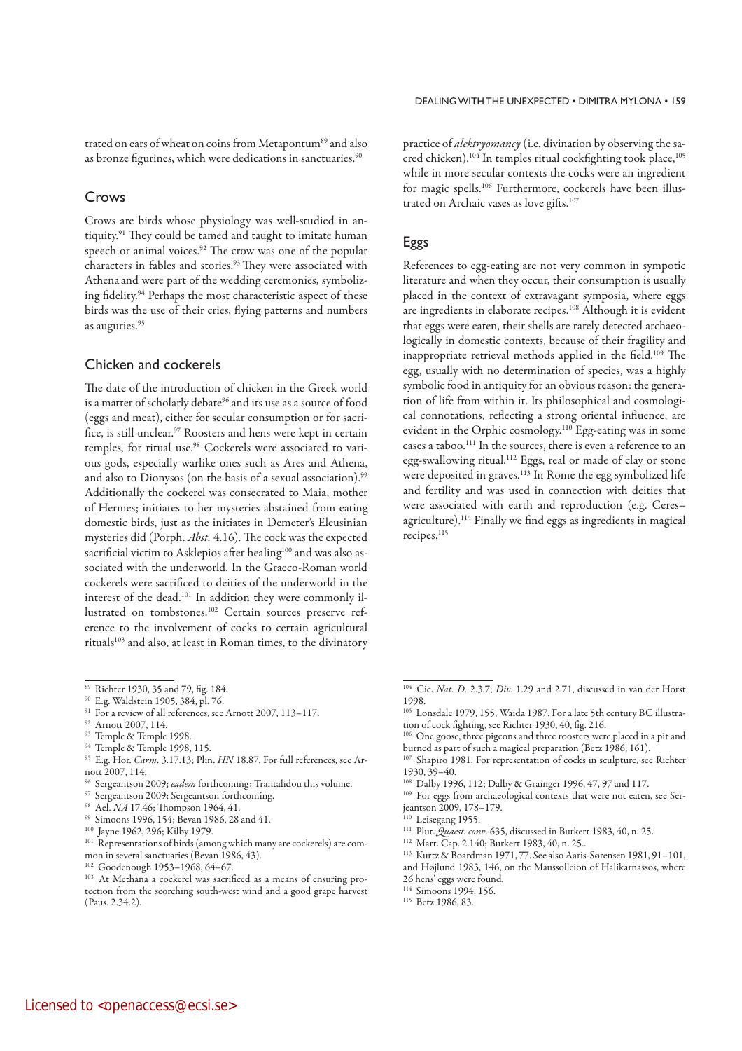trated on ears of wheat on coins from Metapontum[89] and also as bronze figurines, which were dedications in sanctuaries.[90]

## Crows

Crows are birds whose physiology was well-studied in antiquity.[91] They could be tamed and taught to imitate human speech or animal voices.[92] The crow was one of the popular characters in fables and stories.[93] They were associated with Athena and were part of the wedding ceremonies, symbolizing fidelity.[94] Perhaps the most characteristic aspect of these birds was the use of their cries, flying patterns and numbers as auguries.[95]

## Chicken and cockerels

The date of the introduction of chicken in the Greek world is a matter of scholarly debate[96] and its use as a source of food (eggs and meat), either for secular consumption or for sacrifice, is still unclear.[97] Roosters and hens were kept in certain temples, for ritual use.[98] Cockerels were associated to various gods, especially warlike ones such as Ares and Athena, and also to Dionysos (on the basis of a sexual association).[99] Additionally the cockerel was consecrated to Maia, mother of Hermes; initiates to her mysteries abstained from eating domestic birds, just as the initiates in Demeter's Eleusinian mysteries did (Porph. *Abst.* 4.16). The cock was the expected sacrificial victim to Asklepios after healing[100] and was also associated with the underworld. In the Graeco-Roman world cockerels were sacrificed to deities of the underworld in the interest of the dead.[101] In addition they were commonly illustrated on tombstones.[102] Certain sources preserve reference to the involvement of cocks to certain agricultural rituals[103] and also, at least in Roman times, to the divinatory practice of *alektryomancy* (i.e. divination by observing the sacred chicken).[104] In temples ritual cockfighting took place,[105] while in more secular contexts the cocks were an ingredient for magic spells.[106] Furthermore, cockerels have been illustrated on Archaic vases as love gifts.[107]

## Eggs

References to egg-eating are not very common in sympotic literature and when they occur, their consumption is usually placed in the context of extravagant symposia, where eggs are ingredients in elaborate recipes.[108] Although it is evident that eggs were eaten, their shells are rarely detected archaeologically in domestic contexts, because of their fragility and inappropriate retrieval methods applied in the field.[109] The egg, usually with no determination of species, was a highly symbolic food in antiquity for an obvious reason: the generation of life from within it. Its philosophical and cosmological connotations, reflecting a strong oriental influence, are evident in the Orphic cosmology.[110] Egg-eating was in some cases a taboo.[111] In the sources, there is even a reference to an egg-swallowing ritual.[112] Eggs, real or made of clay or stone were deposited in graves.[113] In Rome the egg symbolized life and fertility and was used in connection with deities that were associated with earth and reproduction (e.g. Ceres–agriculture).[114] Finally we find eggs as ingredients in magical recipes.[115]

---

[89] Richter 1930, 35 and 79, fig. 184.

[90] E.g. Waldstein 1905, 384, pl. 76.

[91] For a review of all references, see Arnott 2007, 113–117.

[92] Arnott 2007, 114.

[93] Temple & Temple 1998.

[94] Temple & Temple 1998, 115.

[95] E.g. Hor. *Carm.* 3.17.13; Plin. *HN* 18.87. For full references, see Arnott 2007, 114.

[96] Sergeantson 2009; *eadem* forthcoming; Trantalidou this volume.

[97] Sergeantson 2009; Sergeantson forthcoming.

[98] Ael. *NA* 17.46; Thompson 1964, 41.

[99] Simoons 1996, 154; Bevan 1986, 28 and 41.

[100] Jayne 1962, 296; Kilby 1979.

[101] Representations of birds (among which many are cockerels) are common in several sanctuaries (Bevan 1986, 43).

[102] Goodenough 1953–1968, 64–67.

[103] At Methana a cockerel was sacrificed as a means of ensuring protection from the scorching south-west wind and a good grape harvest (Paus. 2.34.2).

[104] Cic. *Nat. D.* 2.3.7; *Div.* 1.29 and 2.71, discussed in van der Horst 1998.

[105] Lonsdale 1979, 155; Waida 1987. For a late 5th century BC illustration of cock fighting, see Richter 1930, 40, fig. 216.

[106] One goose, three pigeons and three roosters were placed in a pit and burned as part of such a magical preparation (Betz 1986, 161).

[107] Shapiro 1981. For representation of cocks in sculpture, see Richter 1930, 39–40.

[108] Dalby 1996, 112; Dalby & Grainger 1996, 47, 97 and 117.

[109] For eggs from archaeological contexts that were not eaten, see Serjeantson 2009, 178–179.

[110] Leisegang 1955.

[111] Plut. *Quaest. conv.* 635, discussed in Burkert 1983, 40, n. 25.

[112] Mart. Cap. 2.140; Burkert 1983, 40, n. 25..

[113] Kurtz & Boardman 1971, 77. See also Aaris-Sørensen 1981, 91–101, and Højlund 1983, 146, on the Maussolleion of Halikarnassos, where 26 hens' eggs were found.

[114] Simoons 1994, 156.

[115] Betz 1986, 83.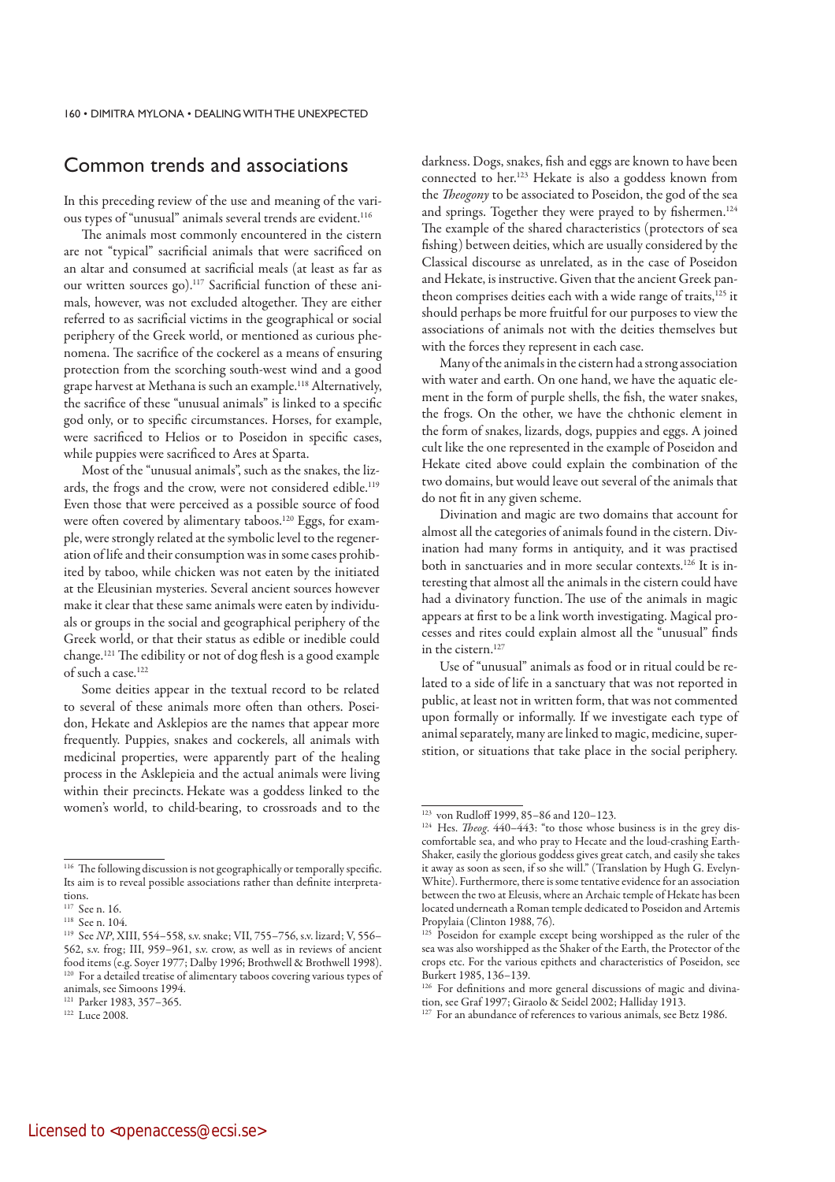## Common trends and associations

In this preceding review of the use and meaning of the various types of "unusual" animals several trends are evident.[116]

The animals most commonly encountered in the cistern are not "typical" sacrificial animals that were sacrificed on an altar and consumed at sacrificial meals (at least as far as our written sources go).[117] Sacrificial function of these animals, however, was not excluded altogether. They are either referred to as sacrificial victims in the geographical or social periphery of the Greek world, or mentioned as curious phenomena. The sacrifice of the cockerel as a means of ensuring protection from the scorching south-west wind and a good grape harvest at Methana is such an example.[118] Alternatively, the sacrifice of these "unusual animals" is linked to a specific god only, or to specific circumstances. Horses, for example, were sacrificed to Helios or to Poseidon in specific cases, while puppies were sacrificed to Ares at Sparta.

Most of the "unusual animals", such as the snakes, the lizards, the frogs and the crow, were not considered edible.[119] Even those that were perceived as a possible source of food were often covered by alimentary taboos.[120] Eggs, for example, were strongly related at the symbolic level to the regeneration of life and their consumption was in some cases prohibited by taboo, while chicken was not eaten by the initiated at the Eleusinian mysteries. Several ancient sources however make it clear that these same animals were eaten by individuals or groups in the social and geographical periphery of the Greek world, or that their status as edible or inedible could change.[121] The edibility or not of dog flesh is a good example of such a case.[122]

Some deities appear in the textual record to be related to several of these animals more often than others. Poseidon, Hekate and Asklepios are the names that appear more frequently. Puppies, snakes and cockerels, all animals with medicinal properties, were apparently part of the healing process in the Asklepieia and the actual animals were living within their precincts. Hekate was a goddess linked to the women's world, to child-bearing, to crossroads and to the darkness. Dogs, snakes, fish and eggs are known to have been connected to her.[123] Hekate is also a goddess known from the *Theogony* to be associated to Poseidon, the god of the sea and springs. Together they were prayed to by fishermen.[124] The example of the shared characteristics (protectors of sea fishing) between deities, which are usually considered by the Classical discourse as unrelated, as in the case of Poseidon and Hekate, is instructive. Given that the ancient Greek pantheon comprises deities each with a wide range of traits,[125] it should perhaps be more fruitful for our purposes to view the associations of animals not with the deities themselves but with the forces they represent in each case.

Many of the animals in the cistern had a strong association with water and earth. On one hand, we have the aquatic element in the form of purple shells, the fish, the water snakes, the frogs. On the other, we have the chthonic element in the form of snakes, lizards, dogs, puppies and eggs. A joined cult like the one represented in the example of Poseidon and Hekate cited above could explain the combination of the two domains, but would leave out several of the animals that do not fit in any given scheme.

Divination and magic are two domains that account for almost all the categories of animals found in the cistern. Divination had many forms in antiquity, and it was practised both in sanctuaries and in more secular contexts.[126] It is interesting that almost all the animals in the cistern could have had a divinatory function. The use of the animals in magic appears at first to be a link worth investigating. Magical processes and rites could explain almost all the "unusual" finds in the cistern.[127]

Use of "unusual" animals as food or in ritual could be related to a side of life in a sanctuary that was not reported in public, at least not in written form, that was not commented upon formally or informally. If we investigate each type of animal separately, many are linked to magic, medicine, superstition, or situations that take place in the social periphery.

---

[116] The following discussion is not geographically or temporally specific. Its aim is to reveal possible associations rather than definite interpretations.

[117] See n. 16.

[118] See n. 104.

[119] See *NP*, XIII, 554–558, s.v. snake; VII, 755–756, s.v. lizard; V, 556–562, s.v. frog; III, 959–961, s.v. crow, as well as in reviews of ancient food items (e.g. Soyer 1977; Dalby 1996; Brothwell & Brothwell 1998).

[120] For a detailed treatise of alimentary taboos covering various types of animals, see Simoons 1994.

[121] Parker 1983, 357–365.

[122] Luce 2008.

[123] von Rudloff 1999, 85–86 and 120–123.

[124] Hes. *Theog*. 440–443: "to those whose business is in the grey discomfortable sea, and who pray to Hecate and the loud-crashing Earth-Shaker, easily the glorious goddess gives great catch, and easily she takes it away as soon as seen, if so she will." (Translation by Hugh G. Evelyn-White). Furthermore, there is some tentative evidence for an association between the two at Eleusis, where an Archaic temple of Hekate has been located underneath a Roman temple dedicated to Poseidon and Artemis Propylaia (Clinton 1988, 76).

[125] Poseidon for example except being worshipped as the ruler of the sea was also worshipped as the Shaker of the Earth, the Protector of the crops etc. For the various epithets and characteristics of Poseidon, see Burkert 1985, 136–139.

[126] For definitions and more general discussions of magic and divination, see Graf 1997; Giraolo & Seidel 2002; Halliday 1913.

[127] For an abundance of references to various animals, see Betz 1986.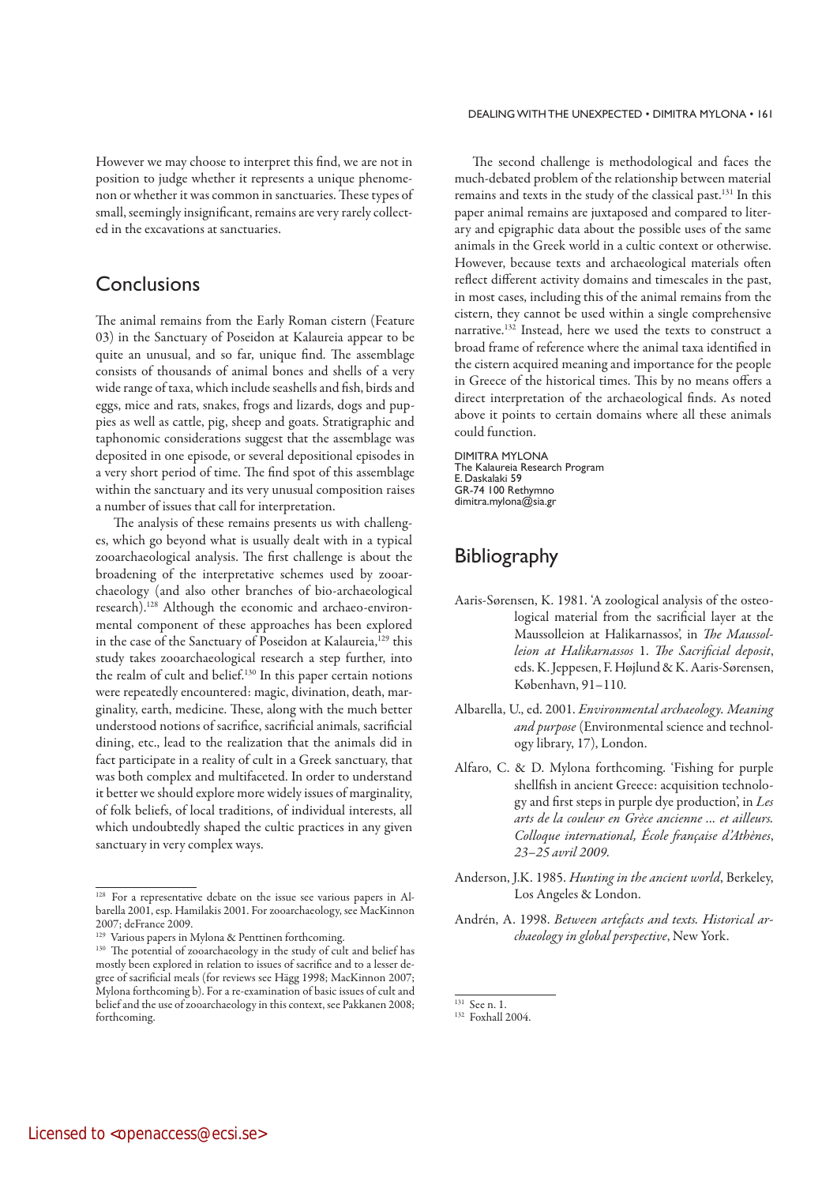However we may choose to interpret this find, we are not in position to judge whether it represents a unique phenomenon or whether it was common in sanctuaries. These types of small, seemingly insignificant, remains are very rarely collected in the excavations at sanctuaries.

## Conclusions

The animal remains from the Early Roman cistern (Feature 03) in the Sanctuary of Poseidon at Kalaureia appear to be quite an unusual, and so far, unique find. The assemblage consists of thousands of animal bones and shells of a very wide range of taxa, which include seashells and fish, birds and eggs, mice and rats, snakes, frogs and lizards, dogs and puppies as well as cattle, pig, sheep and goats. Stratigraphic and taphonomic considerations suggest that the assemblage was deposited in one episode, or several depositional episodes in a very short period of time. The find spot of this assemblage within the sanctuary and its very unusual composition raises a number of issues that call for interpretation.

The analysis of these remains presents us with challenges, which go beyond what is usually dealt with in a typical zooarchaeological analysis. The first challenge is about the broadening of the interpretative schemes used by zooarchaeology (and also other branches of bio-archaeological research).[128] Although the economic and archaeo-environmental component of these approaches has been explored in the case of the Sanctuary of Poseidon at Kalaureia,[129] this study takes zooarchaeological research a step further, into the realm of cult and belief.[130] In this paper certain notions were repeatedly encountered: magic, divination, death, marginality, earth, medicine. These, along with the much better understood notions of sacrifice, sacrificial animals, sacrificial dining, etc., lead to the realization that the animals did in fact participate in a reality of cult in a Greek sanctuary, that was both complex and multifaceted. In order to understand it better we should explore more widely issues of marginality, of folk beliefs, of local traditions, of individual interests, all which undoubtedly shaped the cultic practices in any given sanctuary in very complex ways.

The second challenge is methodological and faces the much-debated problem of the relationship between material remains and texts in the study of the classical past.[131] In this paper animal remains are juxtaposed and compared to literary and epigraphic data about the possible uses of the same animals in the Greek world in a cultic context or otherwise. However, because texts and archaeological materials often reflect different activity domains and timescales in the past, in most cases, including this of the animal remains from the cistern, they cannot be used within a single comprehensive narrative.[132] Instead, here we used the texts to construct a broad frame of reference where the animal taxa identified in the cistern acquired meaning and importance for the people in Greece of the historical times. This by no means offers a direct interpretation of the archaeological finds. As noted above it points to certain domains where all these animals could function.

DIMITRA MYLONA
The Kalaureia Research Program
E. Daskalaki 59
GR-74 100 Rethymno
dimitra.mylona@sia.gr

## Bibliography

Aaris-Sørensen, K. 1981. 'A zoological analysis of the osteological material from the sacrificial layer at the Maussolleion at Halikarnassos', in *The Maussolleion at Halikarnassos* 1. *The Sacrificial deposit*, eds. K. Jeppesen, F. Højlund & K. Aaris-Sørensen, København, 91–110.

Albarella, U., ed. 2001. *Environmental archaeology. Meaning and purpose* (Environmental science and technology library, 17), London.

Alfaro, C. & D. Mylona forthcoming. 'Fishing for purple shellfish in ancient Greece: acquisition technology and first steps in purple dye production', in *Les arts de la couleur en Grèce ancienne … et ailleurs. Colloque international, École française d'Athènes, 23–25 avril 2009.*

Anderson, J.K. 1985. *Hunting in the ancient world*, Berkeley, Los Angeles & London.

Andrén, A. 1998. *Between artefacts and texts. Historical archaeology in global perspective*, New York.

---

[128] For a representative debate on the issue see various papers in Albarella 2001, esp. Hamilakis 2001. For zooarchaeology, see MacKinnon 2007; deFrance 2009.

[129] Various papers in Mylona & Penttinen forthcoming.

[130] The potential of zooarchaeology in the study of cult and belief has mostly been explored in relation to issues of sacrifice and to a lesser degree of sacrificial meals (for reviews see Hägg 1998; MacKinnon 2007; Mylona forthcoming b). For a re-examination of basic issues of cult and belief and the use of zooarchaeology in this context, see Pakkanen 2008; forthcoming.

[131] See n. 1.

[132] Foxhall 2004.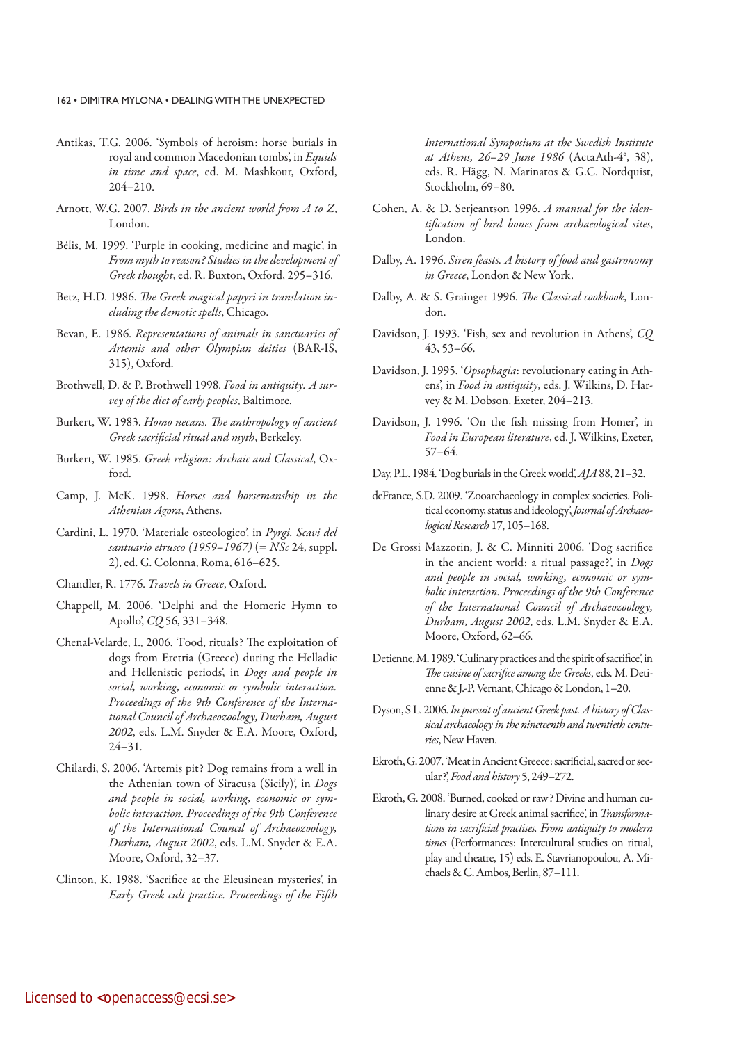Antikas, T.G. 2006. 'Symbols of heroism: horse burials in royal and common Macedonian tombs', in *Equids in time and space*, ed. M. Mashkour, Oxford, 204–210.

Arnott, W.G. 2007. *Birds in the ancient world from A to Z*, London.

Bélis, M. 1999. 'Purple in cooking, medicine and magic', in *From myth to reason? Studies in the development of Greek thought*, ed. R. Buxton, Oxford, 295–316.

Betz, H.D. 1986. *The Greek magical papyri in translation including the demotic spells*, Chicago.

Bevan, E. 1986. *Representations of animals in sanctuaries of Artemis and other Olympian deities* (BAR-IS, 315), Oxford.

Brothwell, D. & P. Brothwell 1998. *Food in antiquity. A survey of the diet of early peoples*, Baltimore.

Burkert, W. 1983. *Homo necans. The anthropology of ancient Greek sacrificial ritual and myth*, Berkeley.

Burkert, W. 1985. *Greek religion: Archaic and Classical*, Oxford.

Camp, J. McK. 1998. *Horses and horsemanship in the Athenian Agora*, Athens.

Cardini, L. 1970. 'Materiale osteologico', in *Pyrgi. Scavi del santuario etrusco (1959–1967)* (= *NSc* 24, suppl. 2), ed. G. Colonna, Roma, 616–625.

Chandler, R. 1776. *Travels in Greece*, Oxford.

Chappell, M. 2006. 'Delphi and the Homeric Hymn to Apollo', *CQ* 56, 331–348.

Chenal-Velarde, I., 2006. 'Food, rituals? The exploitation of dogs from Eretria (Greece) during the Helladic and Hellenistic periods', in *Dogs and people in social, working, economic or symbolic interaction. Proceedings of the 9th Conference of the International Council of Archaeozoology, Durham, August 2002*, eds. L.M. Snyder & E.A. Moore, Oxford, 24–31.

Chilardi, S. 2006. 'Artemis pit? Dog remains from a well in the Athenian town of Siracusa (Sicily)', in *Dogs and people in social, working, economic or symbolic interaction. Proceedings of the 9th Conference of the International Council of Archaeozoology, Durham, August 2002*, eds. L.M. Snyder & E.A. Moore, Oxford, 32–37.

Clinton, K. 1988. 'Sacrifice at the Eleusinean mysteries', in *Early Greek cult practice. Proceedings of the Fifth International Symposium at the Swedish Institute at Athens, 26–29 June 1986* (ActaAth-4°, 38), eds. R. Hägg, N. Marinatos & G.C. Nordquist, Stockholm, 69–80.

Cohen, A. & D. Serjeantson 1996. *A manual for the identification of bird bones from archaeological sites*, London.

Dalby, A. 1996. *Siren feasts. A history of food and gastronomy in Greece*, London & New York.

Dalby, A. & S. Grainger 1996. *The Classical cookbook*, London.

Davidson, J. 1993. 'Fish, sex and revolution in Athens', *CQ* 43, 53–66.

Davidson, J. 1995. '*Opsophagia*: revolutionary eating in Athens', in *Food in antiquity*, eds. J. Wilkins, D. Harvey & M. Dobson, Exeter, 204–213.

Davidson, J. 1996. 'On the fish missing from Homer', in *Food in European literature*, ed. J. Wilkins, Exeter, 57–64.

Day, P.L. 1984. 'Dog burials in the Greek world', *AJA* 88, 21–32.

deFrance, S.D. 2009. 'Zooarchaeology in complex societies. Political economy, status and ideology', *Journal of Archaeological Research* 17, 105–168.

De Grossi Mazzorin, J. & C. Minniti 2006. 'Dog sacrifice in the ancient world: a ritual passage?', in *Dogs and people in social, working, economic or symbolic interaction. Proceedings of the 9th Conference of the International Council of Archaeozoology, Durham, August 2002*, eds. L.M. Snyder & E.A. Moore, Oxford, 62–66.

Detienne, M. 1989. 'Culinary practices and the spirit of sacrifice', in *The cuisine of sacrifice among the Greeks*, eds. M. Detienne & J.-P. Vernant, Chicago & London, 1–20.

Dyson, S L. 2006. *In pursuit of ancient Greek past. A history of Classical archaeology in the nineteenth and twentieth centuries*, New Haven.

Ekroth, G. 2007. 'Meat in Ancient Greece: sacrificial, sacred or secular?', *Food and history* 5, 249–272.

Ekroth, G. 2008. 'Burned, cooked or raw? Divine and human culinary desire at Greek animal sacrifice', in *Transformations in sacrificial practises. From antiquity to modern times* (Performances: Intercultural studies on ritual, play and theatre, 15) eds. E. Stavrianopoulou, A. Michaels & C. Ambos, Berlin, 87–111.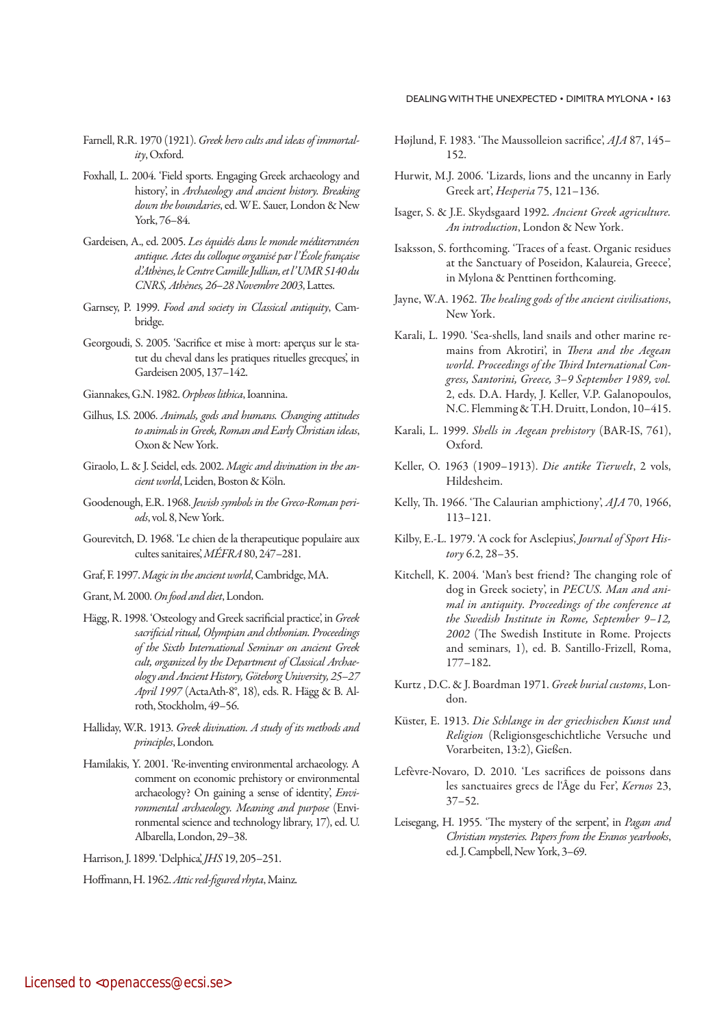Farnell, R.R. 1970 (1921). *Greek hero cults and ideas of immortality*, Oxford.

Foxhall, L. 2004. 'Field sports. Engaging Greek archaeology and history', in *Archaeology and ancient history. Breaking down the boundaries*, ed. W.E. Sauer, London & New York, 76–84.

Gardeisen, A., ed. 2005. *Les équidés dans le monde méditerranéen antique. Actes du colloque organisé par l'École française d'Athènes, le Centre Camille Jullian, et l'UMR 5140 du CNRS, Athènes, 26–28 Novembre 2003*, Lattes.

Garnsey, P. 1999. *Food and society in Classical antiquity*, Cambridge.

Georgoudi, S. 2005. 'Sacrifice et mise à mort: aperçus sur le statut du cheval dans les pratiques rituelles grecques', in Gardeisen 2005, 137–142.

Giannakes, G.N. 1982. *Orpheos lithica*, Ioannina.

Gilhus, I.S. 2006. *Animals, gods and humans. Changing attitudes to animals in Greek, Roman and Early Christian ideas*, Oxon & New York.

Giraolo, L. & J. Seidel, eds. 2002. *Magic and divination in the ancient world*, Leiden, Boston & Köln.

Goodenough, E.R. 1968. *Jewish symbols in the Greco-Roman periods*, vol. 8, New York.

Gourevitch, D. 1968. 'Le chien de la therapeutique populaire aux cultes sanitaires', *MÉFRA* 80, 247–281.

Graf, F. 1997. *Magic in the ancient world*, Cambridge, MA.

Grant, M. 2000. *On food and diet*, London.

Hägg, R. 1998. 'Osteology and Greek sacrificial practice', in *Greek sacrificial ritual, Olympian and chthonian. Proceedings of the Sixth International Seminar on ancient Greek cult, organized by the Department of Classical Archaeology and Ancient History, Göteborg University, 25–27 April 1997* (ActaAth-8°, 18), eds. R. Hägg & B. Alroth, Stockholm, 49–56.

Halliday, W.R. 1913. *Greek divination. A study of its methods and principles*, London.

Hamilakis, Y. 2001. 'Re-inventing environmental archaeology. A comment on economic prehistory or environmental archaeology? On gaining a sense of identity', *Environmental archaeology. Meaning and purpose* (Environmental science and technology library, 17), ed. U. Albarella, London, 29–38.

Harrison, J. 1899. 'Delphica', *JHS* 19, 205–251.

Hoffmann, H. 1962. *Attic red-figured rhyta*, Mainz.

Højlund, F. 1983. 'The Maussolleion sacrifice', *AJA* 87, 145–152.

Hurwit, M.J. 2006. 'Lizards, lions and the uncanny in Early Greek art', *Hesperia* 75, 121–136.

Isager, S. & J.E. Skydsgaard 1992. *Ancient Greek agriculture. An introduction*, London & New York.

Isaksson, S. forthcoming. 'Traces of a feast. Organic residues at the Sanctuary of Poseidon, Kalaureia, Greece', in Mylona & Penttinen forthcoming.

Jayne, W.A. 1962. *The healing gods of the ancient civilisations*, New York.

Karali, L. 1990. 'Sea-shells, land snails and other marine remains from Akrotiri', in *Thera and the Aegean world. Proceedings of the Third International Congress, Santorini, Greece, 3–9 September 1989, vol.* 2, eds. D.A. Hardy, J. Keller, V.P. Galanopoulos, N.C. Flemming & T.H. Druitt, London, 10–415.

Karali, L. 1999. *Shells in Aegean prehistory* (BAR-IS, 761), Oxford.

Keller, O. 1963 (1909–1913). *Die antike Tierwelt*, 2 vols, Hildesheim.

Kelly, Th. 1966. 'The Calaurian amphictiony', *AJA* 70, 1966, 113–121.

Kilby, E.-L. 1979. 'A cock for Asclepius', *Journal of Sport History* 6.2, 28–35.

Kitchell, K. 2004. 'Man's best friend? The changing role of dog in Greek society', in *PECUS. Man and animal in antiquity. Proceedings of the conference at the Swedish Institute in Rome, September 9–12, 2002* (The Swedish Institute in Rome. Projects and seminars, 1), ed. B. Santillo-Frizell, Roma, 177–182.

Kurtz , D.C. & J. Boardman 1971. *Greek burial customs*, London.

Küster, E. 1913. *Die Schlange in der griechischen Kunst und Religion* (Religionsgeschichtliche Versuche und Vorarbeiten, 13:2), Gießen.

Lefèvre-Novaro, D. 2010. 'Les sacrifices de poissons dans les sanctuaires grecs de l'Âge du Fer', *Kernos* 23, 37–52.

Leisegang, H. 1955. 'The mystery of the serpent', in *Pagan and Christian mysteries. Papers from the Eranos yearbooks*, ed. J. Campbell, New York, 3–69.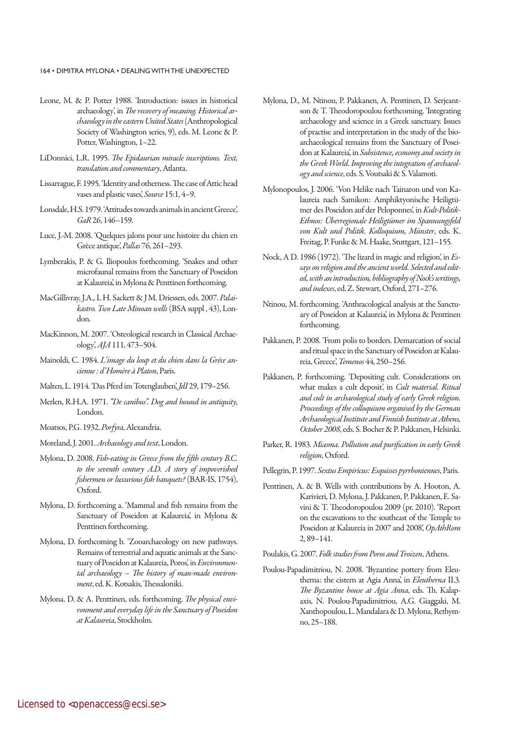Leone, M. & P. Potter 1988. 'Introduction: issues in historical archaeology', in *The recovery of meaning. Historical archaeology in the eastern United States* (Anthropological Society of Washington series, 9), eds. M. Leone & P. Potter, Washington, 1–22.

LiDonnici, L.R. 1995. *The Epidaurian miracle inscriptions. Text, translation and commentary*, Atlanta.

Lissarrague, F. 1995. 'Identity and otherness. The case of Attic head vases and plastic vases', *Source* 15:1, 4–9.

Lonsdale, H.S. 1979. 'Attitudes towards animals in ancient Greece', *GaR* 26, 146–159.

Luce, J.-M. 2008. 'Quelques jalons pour une histoire du chien en Grèce antique', *Pallas* 76, 261–293.

Lymberakis, P. & G. Iliopoulos forthcoming. 'Snakes and other microfaunal remains from the Sanctuary of Poseidon at Kalaureia', in Mylona & Penttinen forthcoming.

MacGillivray, J.A., L H. Sackett & J M. Driessen, eds. 2007. *Palaikastro. Two Late Minoan wells* (BSA suppl , 43), London.

MacKinnon, M. 2007. 'Osteological research in Classical Archaeology', *AJA* 111, 473–504.

Mainoldi, C. 1984. *L'image du loup et du chien dans la Gréce ancienne : d'Homère à Platon*, Paris.

Malten, L. 1914. 'Das Pferd im Totenglauben', *JdI* 29, 179–256.

Merlen, R.H.A. 1971. *"De canibus". Dog and hound in antiquity*, London.

Moatsos, P.G. 1932. *Porfyra*, Alexandria.

Moreland, J. 2001. *Archaeology and text*, London.

Mylona, D. 2008. *Fish-eating in Greece from the fifth century B.C. to the seventh century A.D. A story of impoverished fishermen or luxurious fish banquets?* (BAR-IS, 1754), Oxford.

Mylona, D. forthcoming a. 'Mammal and fish remains from the Sanctuary of Poseidon at Kalaureia', in Mylona & Penttinen forthcoming.

Mylona, D. forthcoming b. 'Zooarchaeology on new pathways. Remains of terrestrial and aquatic animals at the Sanctuary of Poseidon at Kalaureia, Poros', in *Environmental archaeology – The history of man-made environment*, ed. K. Kotsakis, Thessaloniki.

Mylona, D. & A. Penttinen, eds. forthcoming. *The physical environment and everyday life in the Sanctuary of Poseidon at Kalaureia*, Stockholm.

Mylona, D., M. Ntinou, P. Pakkanen, A. Penttinen, D. Serjeantson & T. Theodoropoulou forthcoming. 'Integrating archaeology and science in a Greek sanctuary. Issues of practise and interpretation in the study of the bioarchaeological remains from the Sanctuary of Poseidon at Kalaureia', in *Subsistence, economy and society in the Greek World. Improving the integration of archaeology and science*, eds. S. Voutsaki & S. Valamoti.

Mylonopoulos, J. 2006. 'Von Helike nach Tainaron und von Kalaureia nach Samikon: Amphiktyonische Heiligtümer des Poseidon auf der Peloponnes', in *Kult-Politik-Ethnos: Überregionale Heiligtümer im Spannungsfeld von Kult und Politik. Kolloquium, Münster*, eds. K. Freitag, P. Funke & M. Haake, Stuttgart, 121–155.

Nock, A D. 1986 (1972). 'The lizard in magic and religion', in *Essays on religion and the ancient world. Selected and edited, with an introduction, bibliography of Nock's writings, and indexes*, ed. Z. Stewart, Oxford, 271–276.

Ntinou, M. forthcoming. 'Anthracological analysis at the Sanctuary of Poseidon at Kalaureia', in Mylona & Penttinen forthcoming.

Pakkanen, P. 2008. 'From polis to borders. Demarcation of social and ritual space in the Sanctuary of Poseidon at Kalaureia, Greece', *Temenos* 44, 250–256.

Pakkanen, P. forthcoming. 'Depositing cult. Considerations on what makes a cult deposit', in *Cult material. Ritual and cult in archaeological study of early Greek religion. Proceedings of the colloquium organised by the German Archaeological Institute and Finnish Institute at Athens, October 2008*, eds. S. Bocher & P. Pakkanen, Helsinki.

Parker, R. 1983. *Miasma. Pollution and purification in early Greek religion*, Oxford.

Pellegrin, P. 1997. *Sextus Empiricus: Esquisses pyrrhoniennes*, Paris.

Penttinen, A. & B. Wells with contributions by A. Hooton, A. Karivieri, D. Mylona, J. Pakkanen, P. Pakkanen, E. Savini & T. Theodoropoulou 2009 (pr. 2010). 'Report on the excavations to the southeast of the Temple to Poseidon at Kalaureia in 2007 and 2008', *OpAthRom* 2, 89–141.

Poulakis, G. 2007. *Folk studies from Poros and Troizen*, Athens.

Poulou-Papadimitriou, N. 2008. 'Byzantine pottery from Eleutherna: the cistern at Agia Anna', in *Eleutherna* II.3. *The Byzantine house at Agia Anna*, eds. Th. Kalapaxis, N. Poulou-Papadimitriou, A.G. Giaggaki, M. Xanthopoulou, L. Mandalara & D. Mylona, Rethymno, 25–188.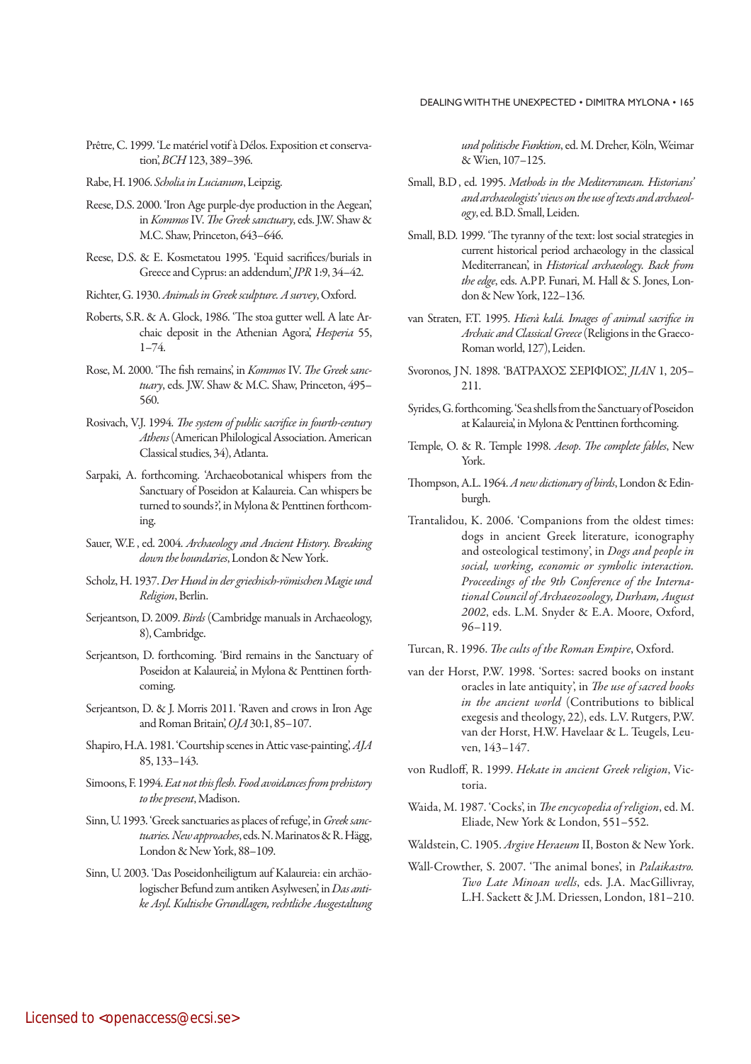Prêtre, C. 1999. 'Le matériel votif à Délos. Exposition et conservation', *BCH* 123, 389–396.

Rabe, H. 1906. *Scholia in Lucianum*, Leipzig.

Reese, D.S. 2000. 'Iron Age purple-dye production in the Aegean', in *Kommos* IV. *The Greek sanctuary*, eds. J.W. Shaw & M.C. Shaw, Princeton, 643–646.

Reese, D.S. & E. Kosmetatou 1995. 'Equid sacrifices/burials in Greece and Cyprus: an addendum', *JPR* 1:9, 34–42.

Richter, G. 1930. *Animals in Greek sculpture. A survey*, Oxford.

Roberts, S.R. & A. Glock, 1986. 'The stoa gutter well. A late Archaic deposit in the Athenian Agora', *Hesperia* 55, 1–74.

Rose, M. 2000. 'The fish remains', in *Kommos* IV. *The Greek sanctuary*, eds. J.W. Shaw & M.C. Shaw, Princeton, 495–560.

Rosivach, V.J. 1994. *The system of public sacrifice in fourth-century Athens* (American Philological Association. American Classical studies, 34), Atlanta.

Sarpaki, A. forthcoming. 'Archaeobotanical whispers from the Sanctuary of Poseidon at Kalaureia. Can whispers be turned to sounds?', in Mylona & Penttinen forthcoming.

Sauer, W.E , ed. 2004. *Archaeology and Ancient History. Breaking down the boundaries*, London & New York.

Scholz, H. 1937. *Der Hund in der griechisch-römischen Magie und Religion*, Berlin.

Serjeantson, D. 2009. *Birds* (Cambridge manuals in Archaeology, 8), Cambridge.

Serjeantson, D. forthcoming. 'Bird remains in the Sanctuary of Poseidon at Kalaureia', in Mylona & Penttinen forthcoming.

Serjeantson, D. & J. Morris 2011. 'Raven and crows in Iron Age and Roman Britain', *OJA* 30:1, 85–107.

Shapiro, H.A. 1981. 'Courtship scenes in Attic vase-painting', *AJA* 85, 133–143.

Simoons, F. 1994. *Eat not this flesh. Food avoidances from prehistory to the present*, Madison.

Sinn, U. 1993. 'Greek sanctuaries as places of refuge', in *Greek sanctuaries. New approaches*, eds. N. Marinatos & R. Hägg, London & New York, 88–109.

Sinn, U. 2003. 'Das Poseidonheiligtum auf Kalaureia: ein archäologischer Befund zum antiken Asylwesen', in *Das antike Asyl. Kultische Grundlagen, rechtliche Ausgestaltung und politische Funktion*, ed. M. Dreher, Köln, Weimar & Wien, 107–125.

Small, B.D , ed. 1995. *Methods in the Mediterranean. Historians' and archaeologists' views on the use of texts and archaeology*, ed. B.D. Small, Leiden.

Small, B.D. 1999. 'The tyranny of the text: lost social strategies in current historical period archaeology in the classical Mediterranean', in *Historical archaeology. Back from the edge*, eds. A.P.P. Funari, M. Hall & S. Jones, London & New York, 122–136.

van Straten, F.T. 1995. *Hierà kalá. Images of animal sacrifice in Archaic and Classical Greece* (Religions in the Graeco-Roman world, 127), Leiden.

Svoronos, J.N. 1898. 'ΒΑΤΡΑΧΟΣ ΣΕΡΙΦΙΟΣ', *JIAN* 1, 205–211.

Syrides, G. forthcoming. 'Sea shells from the Sanctuary of Poseidon at Kalaureia', in Mylona & Penttinen forthcoming.

Temple, O. & R. Temple 1998. *Aesop. The complete fables*, New York.

Thompson, A.L. 1964. *A new dictionary of birds*, London & Edinburgh.

Trantalidou, K. 2006. 'Companions from the oldest times: dogs in ancient Greek literature, iconography and osteological testimony', in *Dogs and people in social, working, economic or symbolic interaction. Proceedings of the 9th Conference of the International Council of Archaeozoology, Durham, August 2002*, eds. L.M. Snyder & E.A. Moore, Oxford, 96–119.

Turcan, R. 1996. *The cults of the Roman Empire*, Oxford.

van der Horst, P.W. 1998. 'Sortes: sacred books on instant oracles in late antiquity', in *The use of sacred books in the ancient world* (Contributions to biblical exegesis and theology, 22), eds. L.V. Rutgers, P.W. van der Horst, H.W. Havelaar & L. Teugels, Leuven, 143–147.

von Rudloff, R. 1999. *Hekate in ancient Greek religion*, Victoria.

Waida, M. 1987. 'Cocks', in *The encycopedia of religion*, ed. M. Eliade, New York & London, 551–552.

Waldstein, C. 1905. *Argive Heraeum* II, Boston & New York.

Wall-Crowther, S. 2007. 'The animal bones', in *Palaikastro. Two Late Minoan wells*, eds. J.A. MacGillivray, L.H. Sackett & J.M. Driessen, London, 181–210.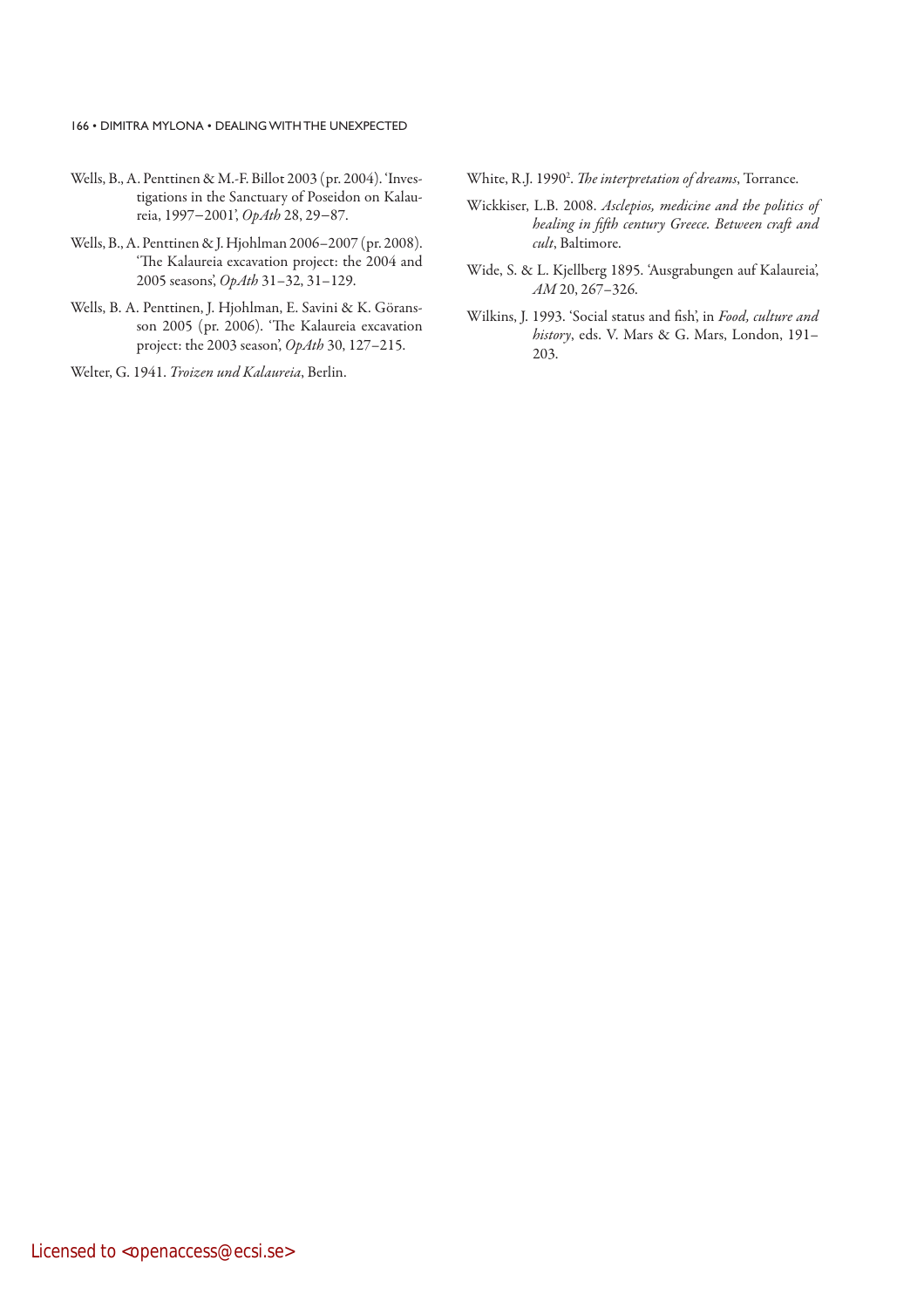Wells, B., A. Penttinen & M.-F. Billot 2003 (pr. 2004). 'Investigations in the Sanctuary of Poseidon on Kalaureia, 1997–2001', *OpAth* 28, 29–87.

Wells, B., A. Penttinen & J. Hjohlman 2006–2007 (pr. 2008). 'The Kalaureia excavation project: the 2004 and 2005 seasons', *OpAth* 31–32, 31–129.

Wells, B. A. Penttinen, J. Hjohlman, E. Savini & K. Göransson 2005 (pr. 2006). 'The Kalaureia excavation project: the 2003 season', *OpAth* 30, 127–215.

Welter, G. 1941. *Troizen und Kalaureia*, Berlin.

White, R.J. 1990[2]. *The interpretation of dreams*, Torrance.

Wickkiser, L.B. 2008. *Asclepios, medicine and the politics of healing in fifth century Greece. Between craft and cult*, Baltimore.

Wide, S. & L. Kjellberg 1895. 'Ausgrabungen auf Kalaureia', *AM* 20, 267–326.

Wilkins, J. 1993. 'Social status and fish', in *Food, culture and history*, eds. V. Mars & G. Mars, London, 191–203.

Licensed to <openaccess@ecsi.se>